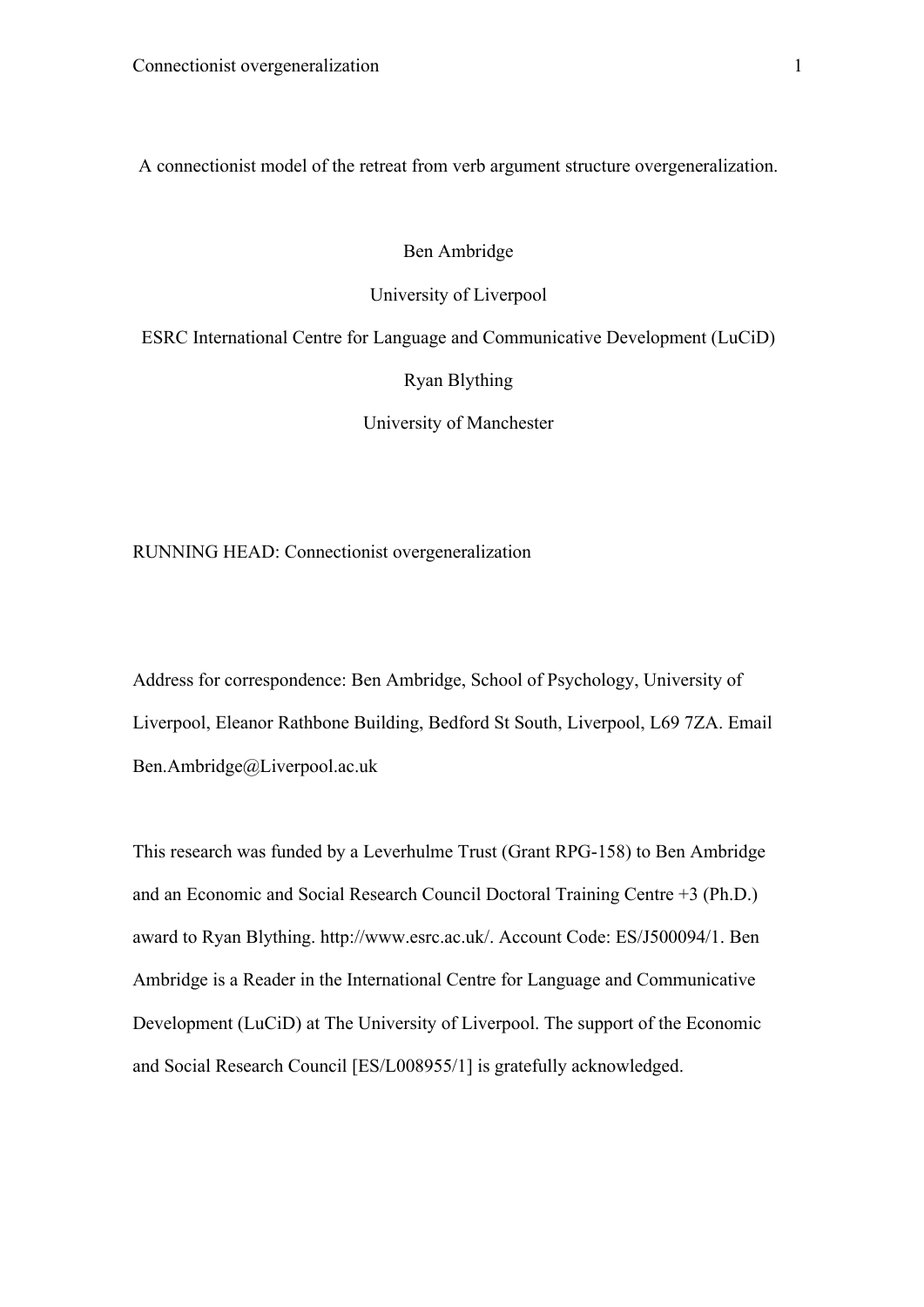# A connectionist model of the retreat from verb argument structure overgeneralization.

Ben Ambridge

University of Liverpool

ESRC International Centre for Language and Communicative Development (LuCiD)

Ryan Blything

University of Manchester

RUNNING HEAD: Connectionist overgeneralization

Address for correspondence: Ben Ambridge, School of Psychology, University of Liverpool, Eleanor Rathbone Building, Bedford St South, Liverpool, L69 7ZA. Email Ben.Ambridge@Liverpool.ac.uk

This research was funded by a Leverhulme Trust (Grant RPG-158) to Ben Ambridge and an Economic and Social Research Council Doctoral Training Centre +3 (Ph.D.) award to Ryan Blything. http://www.esrc.ac.uk/. Account Code: ES/J500094/1. Ben Ambridge is a Reader in the International Centre for Language and Communicative Development (LuCiD) at The University of Liverpool. The support of the Economic and Social Research Council [ES/L008955/1] is gratefully acknowledged.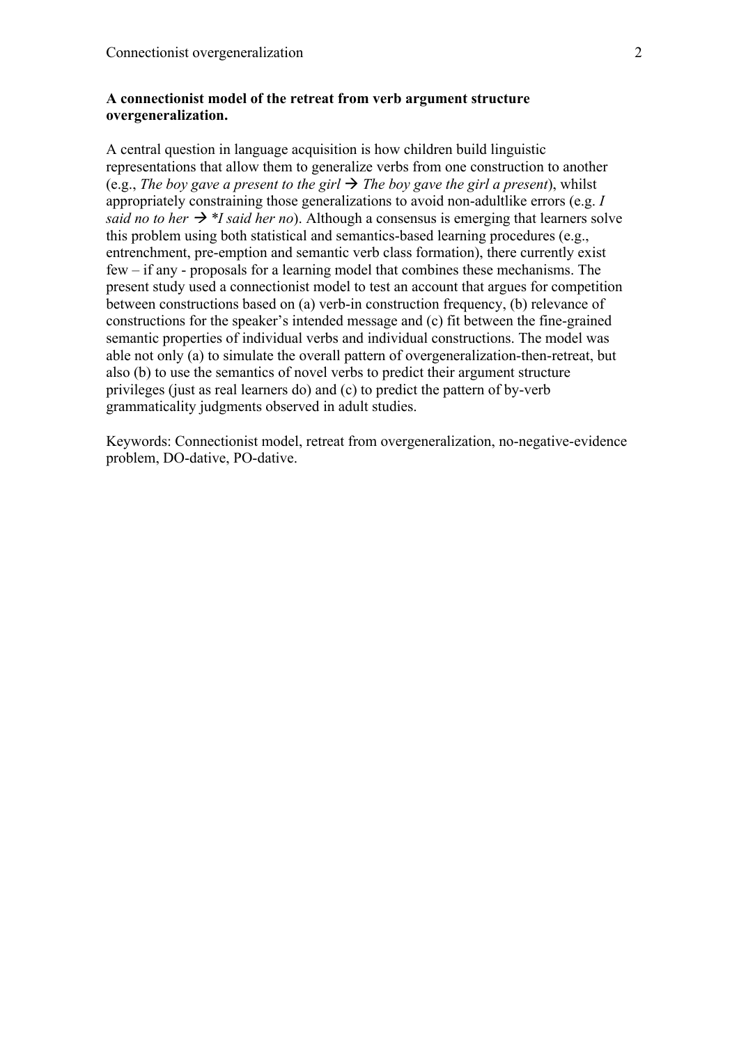**A connectionist model of the retreat from verb argument structure overgeneralization.**

A central question in language acquisition is how children build linguistic representations that allow them to generalize verbs from one construction to another (e.g., *The boy gave a present to the girl* → *The boy gave the girl a present*), whilst appropriately constraining those generalizations to avoid non-adultlike errors (e.g. *I said no to her* → **I said her no*). Although a consensus is emerging that learners solve this problem using both statistical and semantics-based learning procedures (e.g., entrenchment, pre-emption and semantic verb class formation), there currently exist few – if any - proposals for a learning model that combines these mechanisms. The present study used a connectionist model to test an account that argues for competition between constructions based on (a) verb-in construction frequency, (b) relevance of constructions for the speaker's intended message and (c) fit between the fine-grained semantic properties of individual verbs and individual constructions. The model was able not only (a) to simulate the overall pattern of overgeneralization-then-retreat, but also (b) to use the semantics of novel verbs to predict their argument structure privileges (just as real learners do) and (c) to predict the pattern of by-verb grammaticality judgments observed in adult studies.

Keywords: Connectionist model, retreat from overgeneralization, no-negative-evidence problem, DO-dative, PO-dative.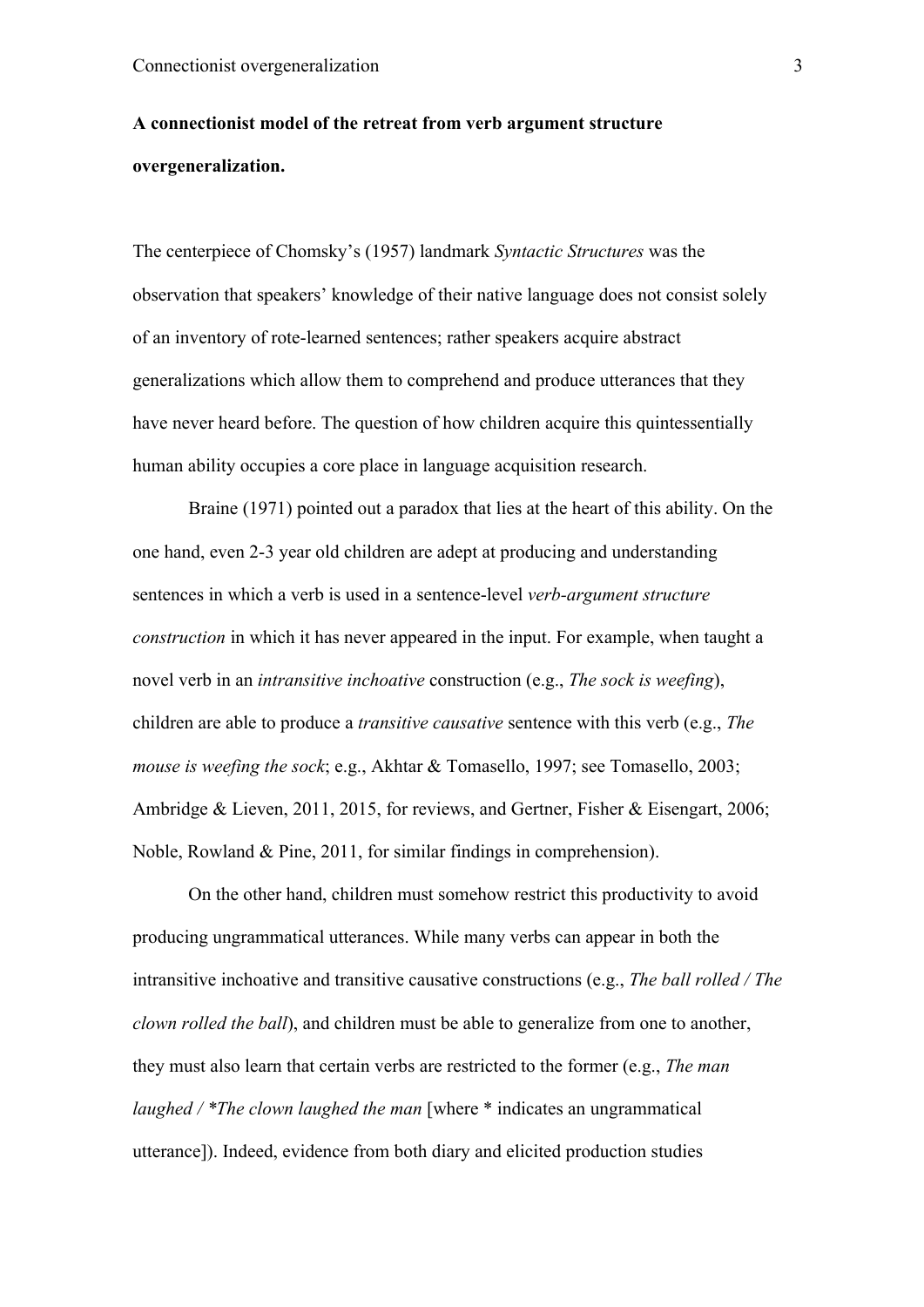**A connectionist model of the retreat from verb argument structure overgeneralization.**

The centerpiece of Chomsky's (1957) landmark *Syntactic Structures* was the observation that speakers' knowledge of their native language does not consist solely of an inventory of rote-learned sentences; rather speakers acquire abstract generalizations which allow them to comprehend and produce utterances that they have never heard before. The question of how children acquire this quintessentially human ability occupies a core place in language acquisition research.

Braine (1971) pointed out a paradox that lies at the heart of this ability. On the one hand, even 2-3 year old children are adept at producing and understanding sentences in which a verb is used in a sentence-level *verb-argument structure construction* in which it has never appeared in the input. For example, when taught a novel verb in an *intransitive inchoative* construction (e.g., *The sock is weefing*), children are able to produce a *transitive causative* sentence with this verb (e.g., *The mouse is weefing the sock*; e.g., Akhtar & Tomasello, 1997; see Tomasello, 2003; Ambridge & Lieven, 2011, 2015, for reviews, and Gertner, Fisher & Eisengart, 2006; Noble, Rowland & Pine, 2011, for similar findings in comprehension).

On the other hand, children must somehow restrict this productivity to avoid producing ungrammatical utterances. While many verbs can appear in both the intransitive inchoative and transitive causative constructions (e.g., *The ball rolled / The clown rolled the ball*), and children must be able to generalize from one to another, they must also learn that certain verbs are restricted to the former (e.g., *The man laughed / *The clown laughed the man* [where * indicates an ungrammatical utterance]). Indeed, evidence from both diary and elicited production studies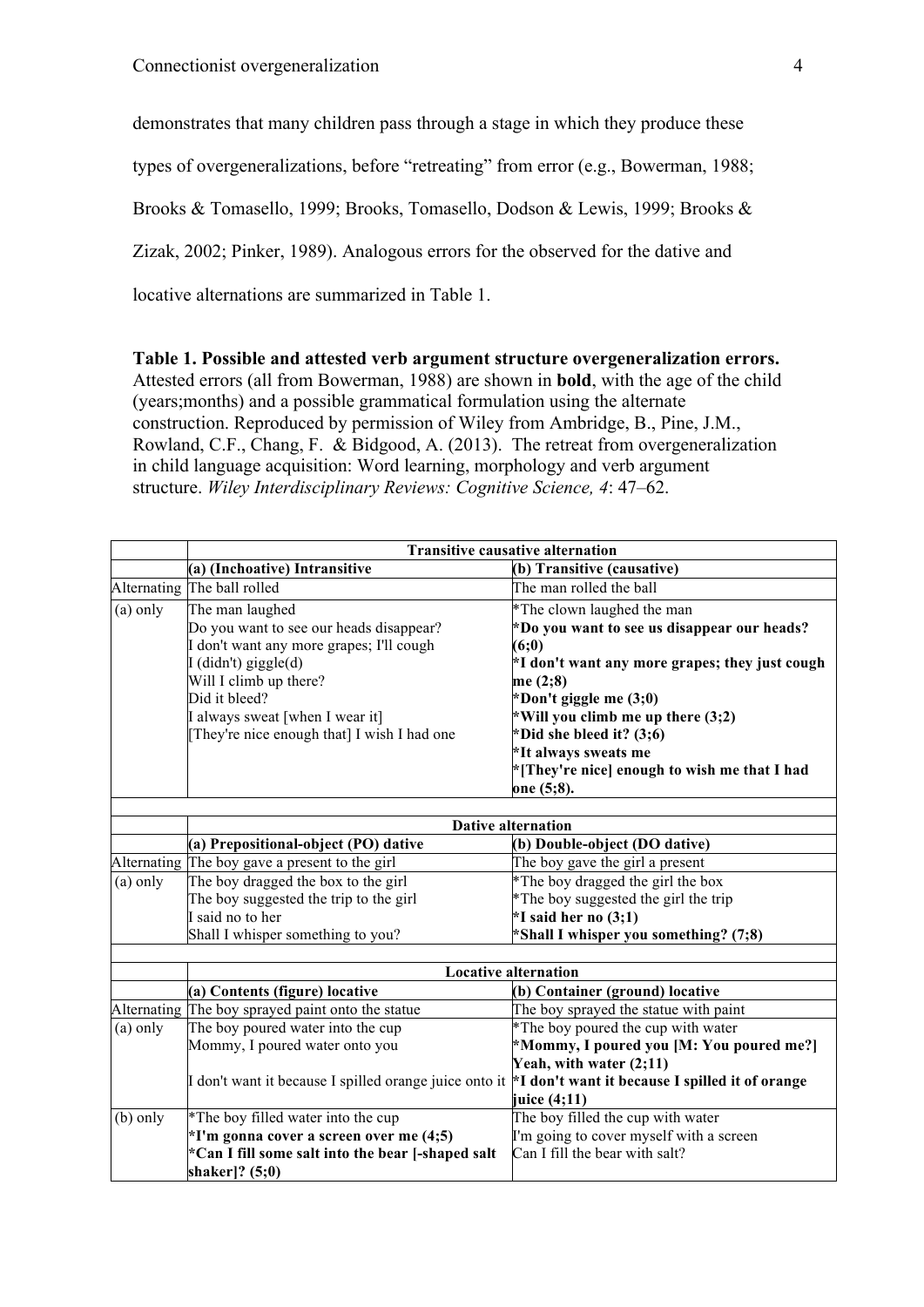demonstrates that many children pass through a stage in which they produce these types of overgeneralizations, before "retreating" from error (e.g., Bowerman, 1988; Brooks & Tomasello, 1999; Brooks, Tomasello, Dodson & Lewis, 1999; Brooks & Zizak, 2002; Pinker, 1989). Analogous errors for the observed for the dative and locative alternations are summarized in Table 1.

**Table 1. Possible and attested verb argument structure overgeneralization errors.** Attested errors (all from Bowerman, 1988) are shown in **bold**, with the age of the child (years;months) and a possible grammatical formulation using the alternate construction. Reproduced by permission of Wiley from Ambridge, B., Pine, J.M., Rowland, C.F., Chang, F. & Bidgood, A. (2013). The retreat from overgeneralization in child language acquisition: Word learning, morphology and verb argument structure. *Wiley Interdisciplinary Reviews: Cognitive Science, 4*: 47–62.

| | **Transitive causative alternation** | |
|---|---|---|
| | **(a) (Inchoative) Intransitive** | **(b) Transitive (causative)** |
| Alternating | The ball rolled | The man rolled the ball |
| (a) only | The man laughed<br>Do you want to see our heads disappear?<br>I don't want any more grapes; I'll cough<br>I (didn't) giggle(d)<br>Will I climb up there?<br>Did it bleed?<br>I always sweat [when I wear it]<br>[They're nice enough that] I wish I had one | *The clown laughed the man<br>**\*Do you want to see us disappear our heads? (6;0)**<br>**\*I don't want any more grapes; they just cough me (2;8)**<br>**\*Don't giggle me (3;0)**<br>**\*Will you climb me up there (3;2)**<br>**\*Did she bleed it? (3;6)**<br>**\*It always sweats me**<br>**\*[They're nice] enough to wish me that I had one (5;8).** |
| | | |
| | **Dative alternation** | |
| | **(a) Prepositional-object (PO) dative** | **(b) Double-object (DO dative)** |
| Alternating | The boy gave a present to the girl | The boy gave the girl a present |
| (a) only | The boy dragged the box to the girl<br>The boy suggested the trip to the girl<br>I said no to her<br>Shall I whisper something to you? | *The boy dragged the girl the box<br>*The boy suggested the girl the trip<br>**\*I said her no (3;1)**<br>**\*Shall I whisper you something? (7;8)** |
| | | |
| | **Locative alternation** | |
| | **(a) Contents (figure) locative** | **(b) Container (ground) locative** |
| Alternating | The boy sprayed paint onto the statue | The boy sprayed the statue with paint |
| (a) only | The boy poured water into the cup<br>Mommy, I poured water onto you<br><br>I don't want it because I spilled orange juice onto it | *The boy poured the cup with water<br>**\*Mommy, I poured you [M: You poured me?] Yeah, with water (2;11)**<br>**\*I don't want it because I spilled it of orange juice (4;11)** |
| (b) only | *The boy filled water into the cup<br>**\*I'm gonna cover a screen over me (4;5)**<br>**\*Can I fill some salt into the bear [-shaped salt shaker]? (5;0)** | The boy filled the cup with water<br>I'm going to cover myself with a screen<br>Can I fill the bear with salt? |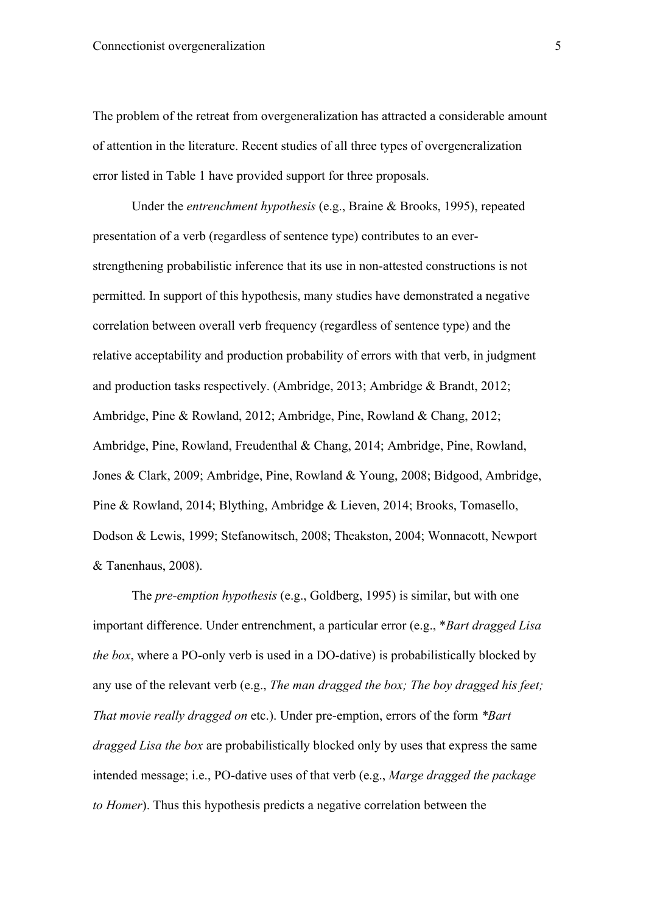The problem of the retreat from overgeneralization has attracted a considerable amount of attention in the literature. Recent studies of all three types of overgeneralization error listed in Table 1 have provided support for three proposals.

Under the *entrenchment hypothesis* (e.g., Braine & Brooks, 1995), repeated presentation of a verb (regardless of sentence type) contributes to an ever-strengthening probabilistic inference that its use in non-attested constructions is not permitted. In support of this hypothesis, many studies have demonstrated a negative correlation between overall verb frequency (regardless of sentence type) and the relative acceptability and production probability of errors with that verb, in judgment and production tasks respectively. (Ambridge, 2013; Ambridge & Brandt, 2012; Ambridge, Pine & Rowland, 2012; Ambridge, Pine, Rowland & Chang, 2012; Ambridge, Pine, Rowland, Freudenthal & Chang, 2014; Ambridge, Pine, Rowland, Jones & Clark, 2009; Ambridge, Pine, Rowland & Young, 2008; Bidgood, Ambridge, Pine & Rowland, 2014; Blything, Ambridge & Lieven, 2014; Brooks, Tomasello, Dodson & Lewis, 1999; Stefanowitsch, 2008; Theakston, 2004; Wonnacott, Newport & Tanenhaus, 2008).

The *pre-emption hypothesis* (e.g., Goldberg, 1995) is similar, but with one important difference. Under entrenchment, a particular error (e.g., \**Bart dragged Lisa the box*, where a PO-only verb is used in a DO-dative) is probabilistically blocked by any use of the relevant verb (e.g., *The man dragged the box; The boy dragged his feet; That movie really dragged on* etc.). Under pre-emption, errors of the form *\*Bart dragged Lisa the box* are probabilistically blocked only by uses that express the same intended message; i.e., PO-dative uses of that verb (e.g., *Marge dragged the package to Homer*). Thus this hypothesis predicts a negative correlation between the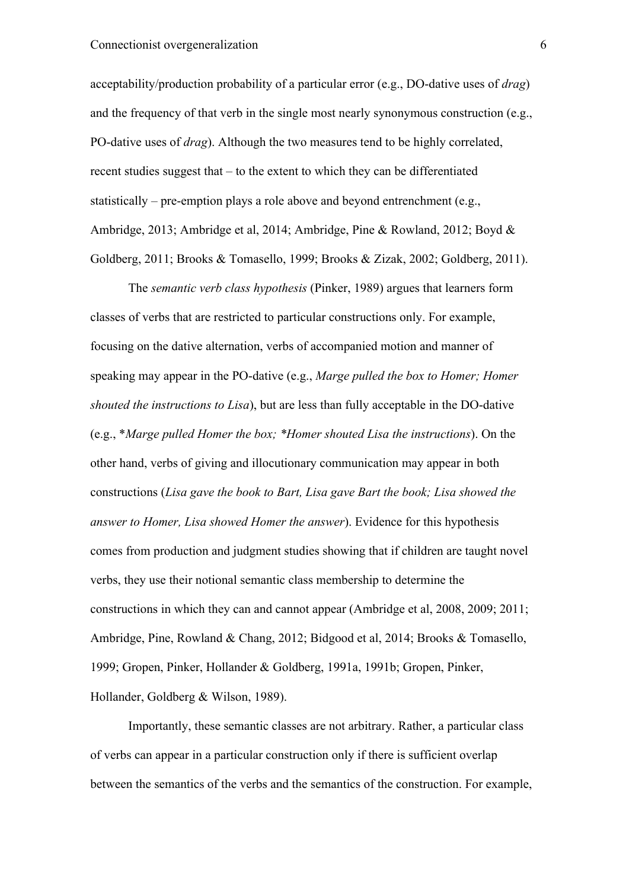acceptability/production probability of a particular error (e.g., DO-dative uses of *drag*) and the frequency of that verb in the single most nearly synonymous construction (e.g., PO-dative uses of *drag*). Although the two measures tend to be highly correlated, recent studies suggest that – to the extent to which they can be differentiated statistically – pre-emption plays a role above and beyond entrenchment (e.g., Ambridge, 2013; Ambridge et al, 2014; Ambridge, Pine & Rowland, 2012; Boyd & Goldberg, 2011; Brooks & Tomasello, 1999; Brooks & Zizak, 2002; Goldberg, 2011).

The *semantic verb class hypothesis* (Pinker, 1989) argues that learners form classes of verbs that are restricted to particular constructions only. For example, focusing on the dative alternation, verbs of accompanied motion and manner of speaking may appear in the PO-dative (e.g., *Marge pulled the box to Homer; Homer shouted the instructions to Lisa*), but are less than fully acceptable in the DO-dative (e.g., *\*Marge pulled Homer the box; \*Homer shouted Lisa the instructions*). On the other hand, verbs of giving and illocutionary communication may appear in both constructions (*Lisa gave the book to Bart, Lisa gave Bart the book; Lisa showed the answer to Homer, Lisa showed Homer the answer*). Evidence for this hypothesis comes from production and judgment studies showing that if children are taught novel verbs, they use their notional semantic class membership to determine the constructions in which they can and cannot appear (Ambridge et al, 2008, 2009; 2011; Ambridge, Pine, Rowland & Chang, 2012; Bidgood et al, 2014; Brooks & Tomasello, 1999; Gropen, Pinker, Hollander & Goldberg, 1991a, 1991b; Gropen, Pinker, Hollander, Goldberg & Wilson, 1989).

Importantly, these semantic classes are not arbitrary. Rather, a particular class of verbs can appear in a particular construction only if there is sufficient overlap between the semantics of the verbs and the semantics of the construction. For example,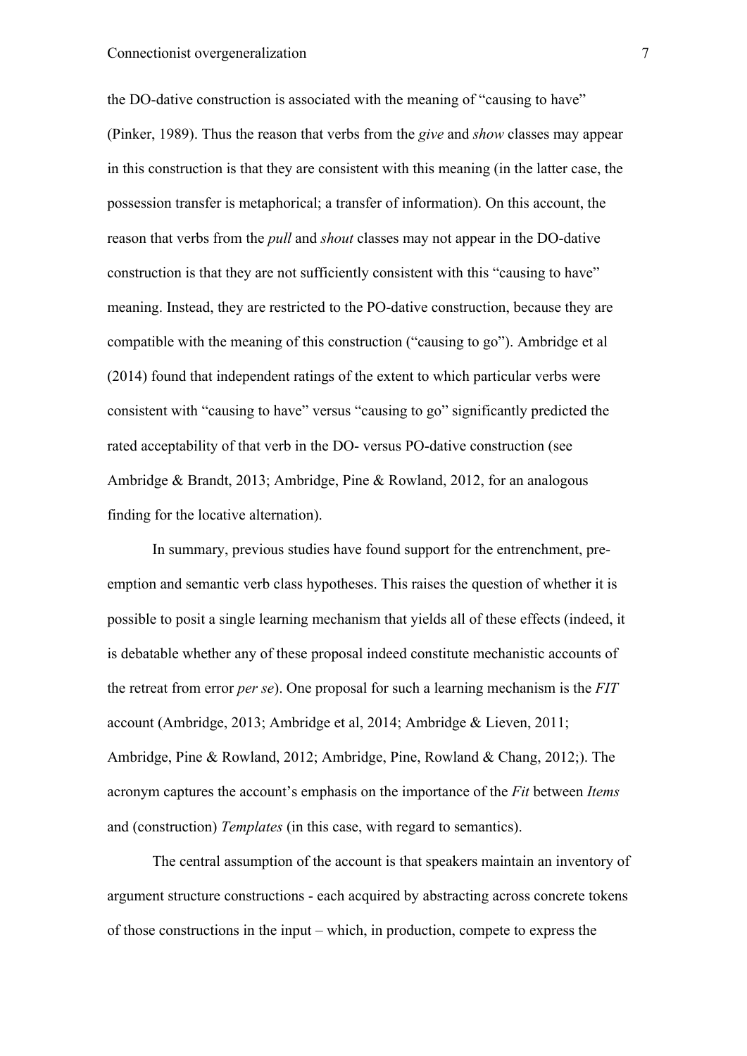the DO-dative construction is associated with the meaning of "causing to have" (Pinker, 1989). Thus the reason that verbs from the *give* and *show* classes may appear in this construction is that they are consistent with this meaning (in the latter case, the possession transfer is metaphorical; a transfer of information). On this account, the reason that verbs from the *pull* and *shout* classes may not appear in the DO-dative construction is that they are not sufficiently consistent with this "causing to have" meaning. Instead, they are restricted to the PO-dative construction, because they are compatible with the meaning of this construction ("causing to go"). Ambridge et al (2014) found that independent ratings of the extent to which particular verbs were consistent with "causing to have" versus "causing to go" significantly predicted the rated acceptability of that verb in the DO- versus PO-dative construction (see Ambridge & Brandt, 2013; Ambridge, Pine & Rowland, 2012, for an analogous finding for the locative alternation).

In summary, previous studies have found support for the entrenchment, pre-emption and semantic verb class hypotheses. This raises the question of whether it is possible to posit a single learning mechanism that yields all of these effects (indeed, it is debatable whether any of these proposal indeed constitute mechanistic accounts of the retreat from error *per se*). One proposal for such a learning mechanism is the *FIT* account (Ambridge, 2013; Ambridge et al, 2014; Ambridge & Lieven, 2011; Ambridge, Pine & Rowland, 2012; Ambridge, Pine, Rowland & Chang, 2012;). The acronym captures the account's emphasis on the importance of the *Fit* between *Items* and (construction) *Templates* (in this case, with regard to semantics).

The central assumption of the account is that speakers maintain an inventory of argument structure constructions - each acquired by abstracting across concrete tokens of those constructions in the input – which, in production, compete to express the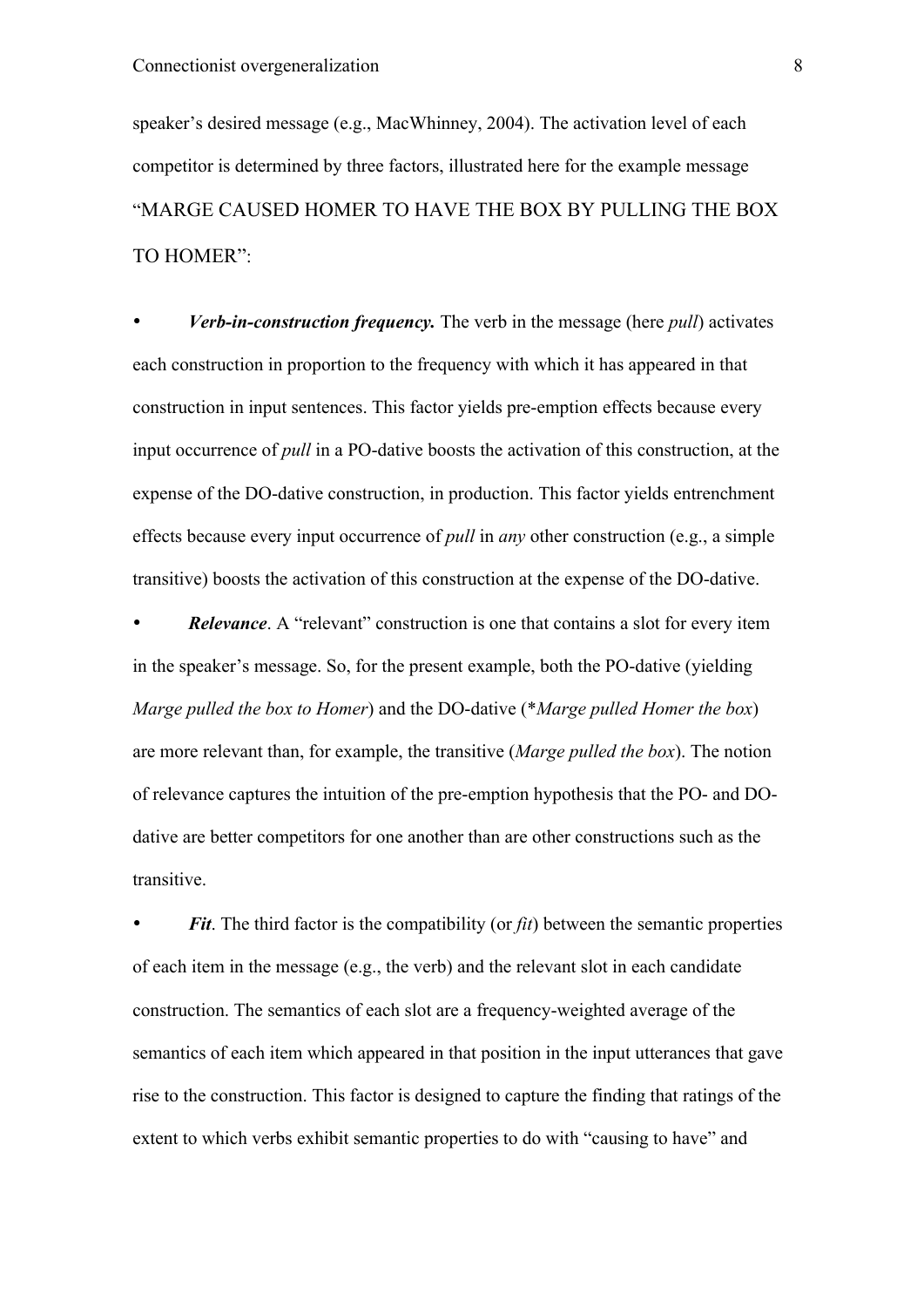speaker's desired message (e.g., MacWhinney, 2004). The activation level of each competitor is determined by three factors, illustrated here for the example message "MARGE CAUSED HOMER TO HAVE THE BOX BY PULLING THE BOX TO HOMER":

- ***Verb-in-construction frequency.*** The verb in the message (here *pull*) activates each construction in proportion to the frequency with which it has appeared in that construction in input sentences. This factor yields pre-emption effects because every input occurrence of *pull* in a PO-dative boosts the activation of this construction, at the expense of the DO-dative construction, in production. This factor yields entrenchment effects because every input occurrence of *pull* in *any* other construction (e.g., a simple transitive) boosts the activation of this construction at the expense of the DO-dative.
- ***Relevance***. A "relevant" construction is one that contains a slot for every item in the speaker's message. So, for the present example, both the PO-dative (yielding *Marge pulled the box to Homer*) and the DO-dative (**Marge pulled Homer the box*) are more relevant than, for example, the transitive (*Marge pulled the box*). The notion of relevance captures the intuition of the pre-emption hypothesis that the PO- and DO-dative are better competitors for one another than are other constructions such as the transitive.
- ***Fit***. The third factor is the compatibility (or *fit*) between the semantic properties of each item in the message (e.g., the verb) and the relevant slot in each candidate construction. The semantics of each slot are a frequency-weighted average of the semantics of each item which appeared in that position in the input utterances that gave rise to the construction. This factor is designed to capture the finding that ratings of the extent to which verbs exhibit semantic properties to do with "causing to have" and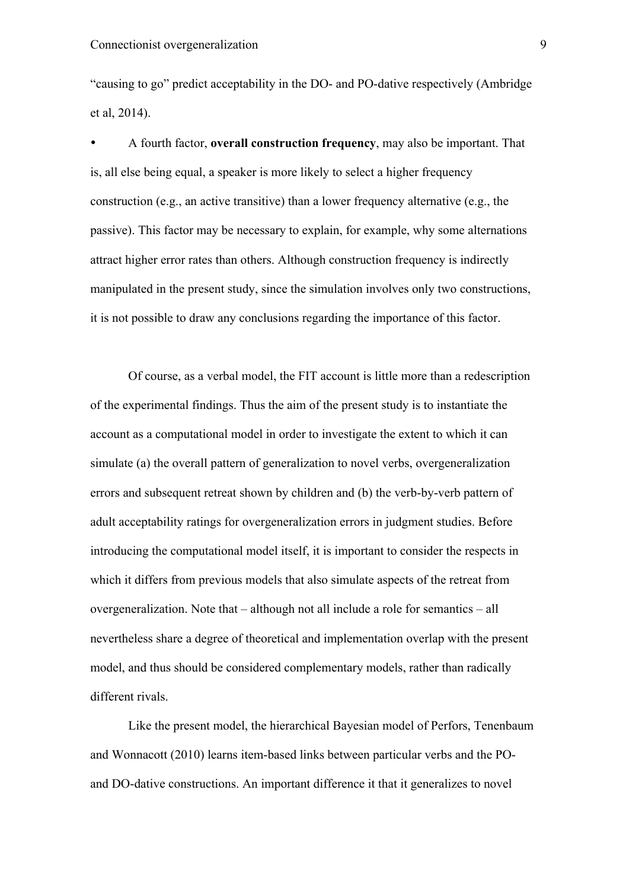"causing to go" predict acceptability in the DO- and PO-dative respectively (Ambridge et al, 2014).

- A fourth factor, **overall construction frequency**, may also be important. That is, all else being equal, a speaker is more likely to select a higher frequency construction (e.g., an active transitive) than a lower frequency alternative (e.g., the passive). This factor may be necessary to explain, for example, why some alternations attract higher error rates than others. Although construction frequency is indirectly manipulated in the present study, since the simulation involves only two constructions, it is not possible to draw any conclusions regarding the importance of this factor.

Of course, as a verbal model, the FIT account is little more than a redescription of the experimental findings. Thus the aim of the present study is to instantiate the account as a computational model in order to investigate the extent to which it can simulate (a) the overall pattern of generalization to novel verbs, overgeneralization errors and subsequent retreat shown by children and (b) the verb-by-verb pattern of adult acceptability ratings for overgeneralization errors in judgment studies. Before introducing the computational model itself, it is important to consider the respects in which it differs from previous models that also simulate aspects of the retreat from overgeneralization. Note that – although not all include a role for semantics – all nevertheless share a degree of theoretical and implementation overlap with the present model, and thus should be considered complementary models, rather than radically different rivals.

Like the present model, the hierarchical Bayesian model of Perfors, Tenenbaum and Wonnacott (2010) learns item-based links between particular verbs and the PO- and DO-dative constructions. An important difference it that it generalizes to novel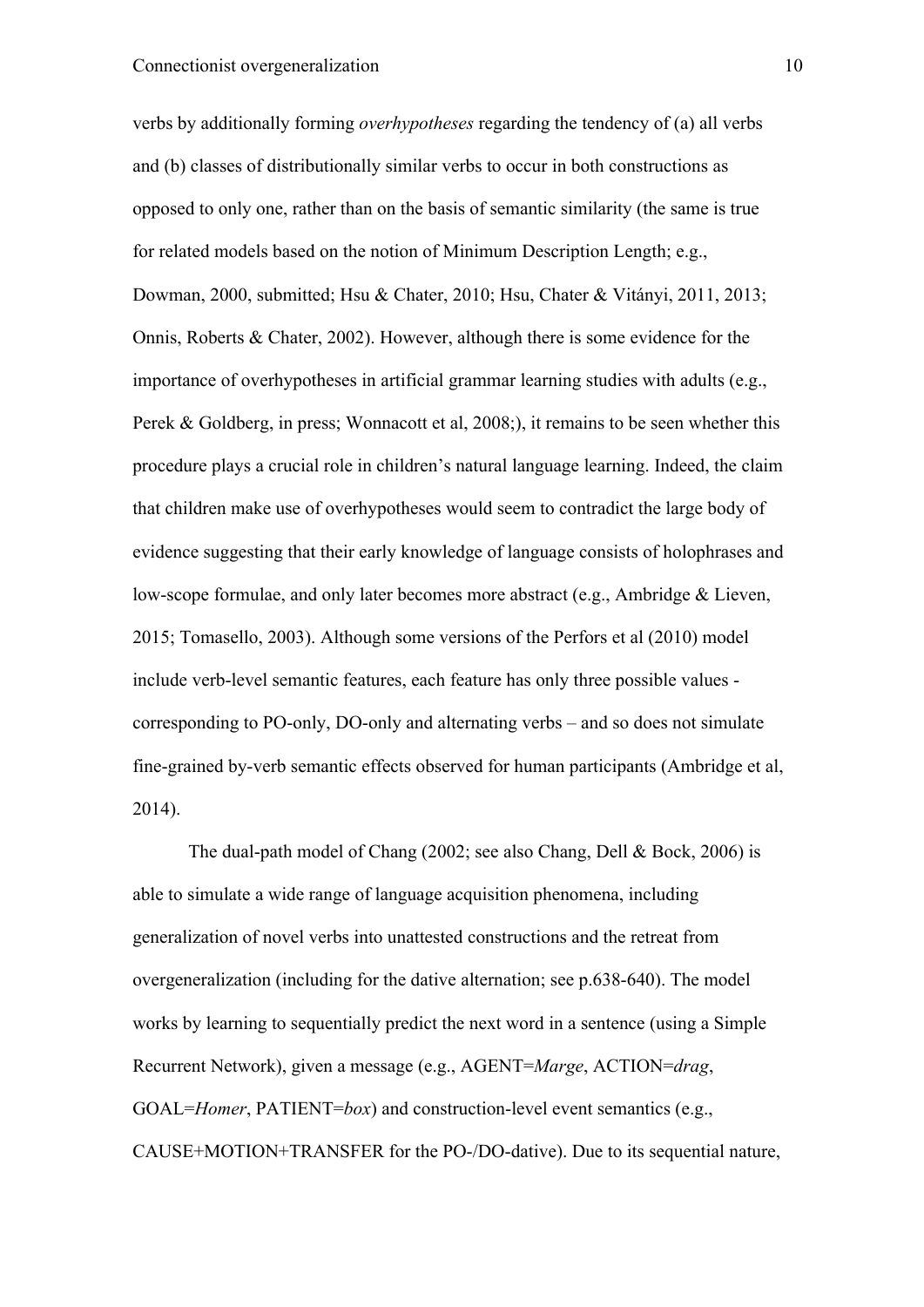verbs by additionally forming *overhypotheses* regarding the tendency of (a) all verbs and (b) classes of distributionally similar verbs to occur in both constructions as opposed to only one, rather than on the basis of semantic similarity (the same is true for related models based on the notion of Minimum Description Length; e.g., Dowman, 2000, submitted; Hsu & Chater, 2010; Hsu, Chater & Vitányi, 2011, 2013; Onnis, Roberts & Chater, 2002). However, although there is some evidence for the importance of overhypotheses in artificial grammar learning studies with adults (e.g., Perek & Goldberg, in press; Wonnacott et al, 2008;), it remains to be seen whether this procedure plays a crucial role in children's natural language learning. Indeed, the claim that children make use of overhypotheses would seem to contradict the large body of evidence suggesting that their early knowledge of language consists of holophrases and low-scope formulae, and only later becomes more abstract (e.g., Ambridge & Lieven, 2015; Tomasello, 2003). Although some versions of the Perfors et al (2010) model include verb-level semantic features, each feature has only three possible values - corresponding to PO-only, DO-only and alternating verbs – and so does not simulate fine-grained by-verb semantic effects observed for human participants (Ambridge et al, 2014).

The dual-path model of Chang (2002; see also Chang, Dell & Bock, 2006) is able to simulate a wide range of language acquisition phenomena, including generalization of novel verbs into unattested constructions and the retreat from overgeneralization (including for the dative alternation; see p.638-640). The model works by learning to sequentially predict the next word in a sentence (using a Simple Recurrent Network), given a message (e.g., AGENT=*Marge*, ACTION=*drag*, GOAL=*Homer*, PATIENT=*box*) and construction-level event semantics (e.g., CAUSE+MOTION+TRANSFER for the PO-/DO-dative). Due to its sequential nature,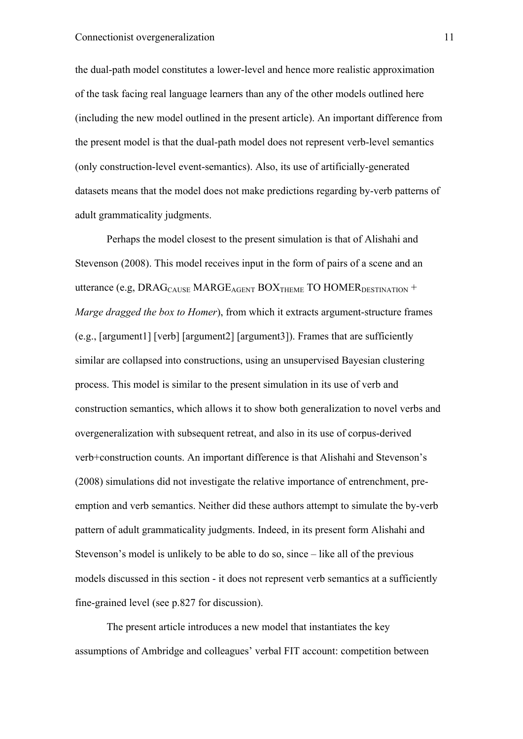the dual-path model constitutes a lower-level and hence more realistic approximation of the task facing real language learners than any of the other models outlined here (including the new model outlined in the present article). An important difference from the present model is that the dual-path model does not represent verb-level semantics (only construction-level event-semantics). Also, its use of artificially-generated datasets means that the model does not make predictions regarding by-verb patterns of adult grammaticality judgments.

Perhaps the model closest to the present simulation is that of Alishahi and Stevenson (2008). This model receives input in the form of pairs of a scene and an utterance (e.g, $\text{DRAG}_{\text{CAUSE}}$ $\text{MARGE}_{\text{AGENT}}$ $\text{BOX}_{\text{THEME}}$ TO $\text{HOMER}_{\text{DESTINATION}}$ + *Marge dragged the box to Homer*), from which it extracts argument-structure frames (e.g., [argument1] [verb] [argument2] [argument3]). Frames that are sufficiently similar are collapsed into constructions, using an unsupervised Bayesian clustering process. This model is similar to the present simulation in its use of verb and construction semantics, which allows it to show both generalization to novel verbs and overgeneralization with subsequent retreat, and also in its use of corpus-derived verb+construction counts. An important difference is that Alishahi and Stevenson's (2008) simulations did not investigate the relative importance of entrenchment, pre-emption and verb semantics. Neither did these authors attempt to simulate the by-verb pattern of adult grammaticality judgments. Indeed, in its present form Alishahi and Stevenson's model is unlikely to be able to do so, since – like all of the previous models discussed in this section - it does not represent verb semantics at a sufficiently fine-grained level (see p.827 for discussion).

The present article introduces a new model that instantiates the key assumptions of Ambridge and colleagues' verbal FIT account: competition between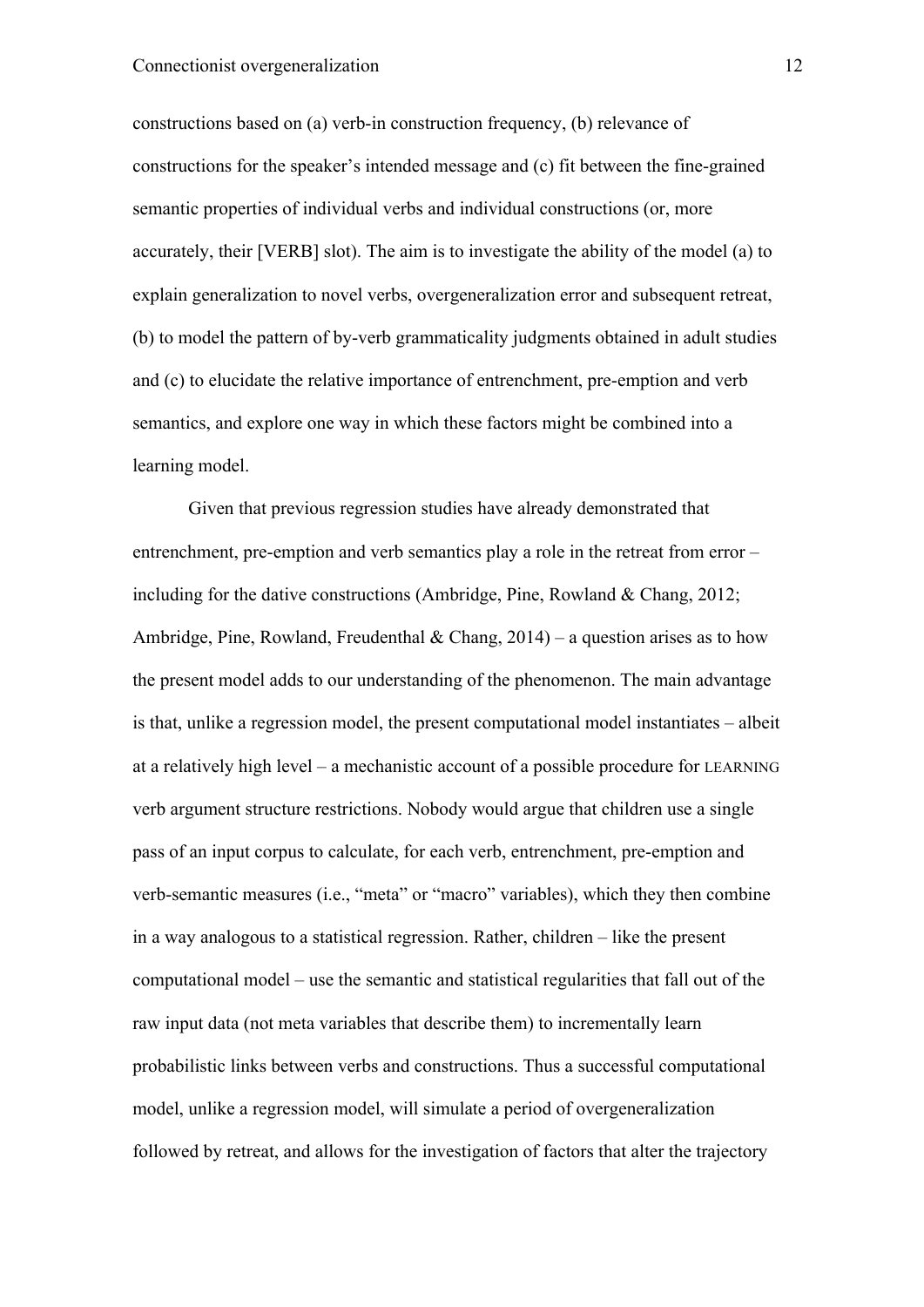constructions based on (a) verb-in construction frequency, (b) relevance of constructions for the speaker's intended message and (c) fit between the fine-grained semantic properties of individual verbs and individual constructions (or, more accurately, their [VERB] slot). The aim is to investigate the ability of the model (a) to explain generalization to novel verbs, overgeneralization error and subsequent retreat, (b) to model the pattern of by-verb grammaticality judgments obtained in adult studies and (c) to elucidate the relative importance of entrenchment, pre-emption and verb semantics, and explore one way in which these factors might be combined into a learning model.

Given that previous regression studies have already demonstrated that entrenchment, pre-emption and verb semantics play a role in the retreat from error – including for the dative constructions (Ambridge, Pine, Rowland & Chang, 2012; Ambridge, Pine, Rowland, Freudenthal & Chang, 2014) – a question arises as to how the present model adds to our understanding of the phenomenon. The main advantage is that, unlike a regression model, the present computational model instantiates – albeit at a relatively high level – a mechanistic account of a possible procedure for LEARNING verb argument structure restrictions. Nobody would argue that children use a single pass of an input corpus to calculate, for each verb, entrenchment, pre-emption and verb-semantic measures (i.e., "meta" or "macro" variables), which they then combine in a way analogous to a statistical regression. Rather, children – like the present computational model – use the semantic and statistical regularities that fall out of the raw input data (not meta variables that describe them) to incrementally learn probabilistic links between verbs and constructions. Thus a successful computational model, unlike a regression model, will simulate a period of overgeneralization followed by retreat, and allows for the investigation of factors that alter the trajectory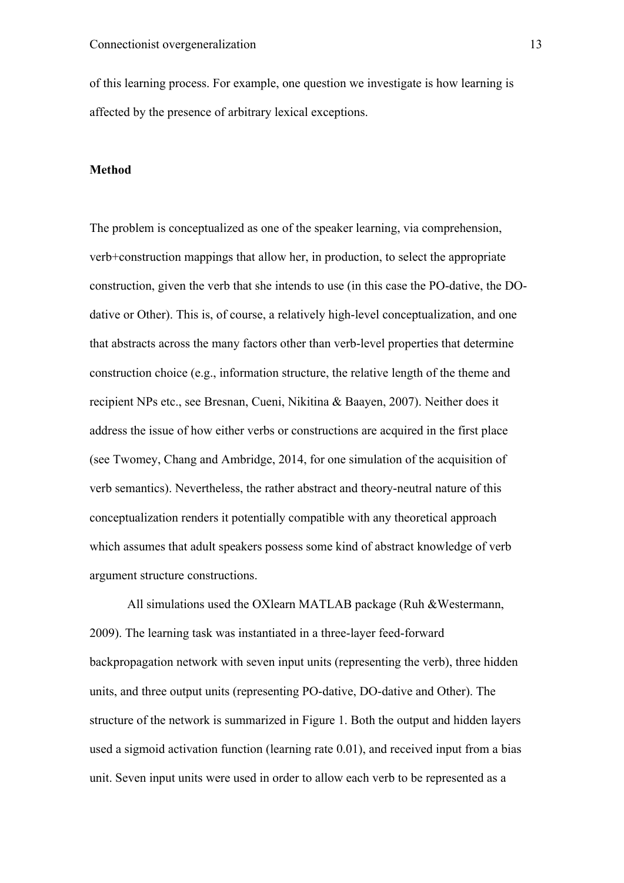of this learning process. For example, one question we investigate is how learning is affected by the presence of arbitrary lexical exceptions.

**Method**

The problem is conceptualized as one of the speaker learning, via comprehension, verb+construction mappings that allow her, in production, to select the appropriate construction, given the verb that she intends to use (in this case the PO-dative, the DO-dative or Other). This is, of course, a relatively high-level conceptualization, and one that abstracts across the many factors other than verb-level properties that determine construction choice (e.g., information structure, the relative length of the theme and recipient NPs etc., see Bresnan, Cueni, Nikitina & Baayen, 2007). Neither does it address the issue of how either verbs or constructions are acquired in the first place (see Twomey, Chang and Ambridge, 2014, for one simulation of the acquisition of verb semantics). Nevertheless, the rather abstract and theory-neutral nature of this conceptualization renders it potentially compatible with any theoretical approach which assumes that adult speakers possess some kind of abstract knowledge of verb argument structure constructions.

All simulations used the OXlearn MATLAB package (Ruh &Westermann, 2009). The learning task was instantiated in a three-layer feed-forward backpropagation network with seven input units (representing the verb), three hidden units, and three output units (representing PO-dative, DO-dative and Other). The structure of the network is summarized in Figure 1. Both the output and hidden layers used a sigmoid activation function (learning rate 0.01), and received input from a bias unit. Seven input units were used in order to allow each verb to be represented as a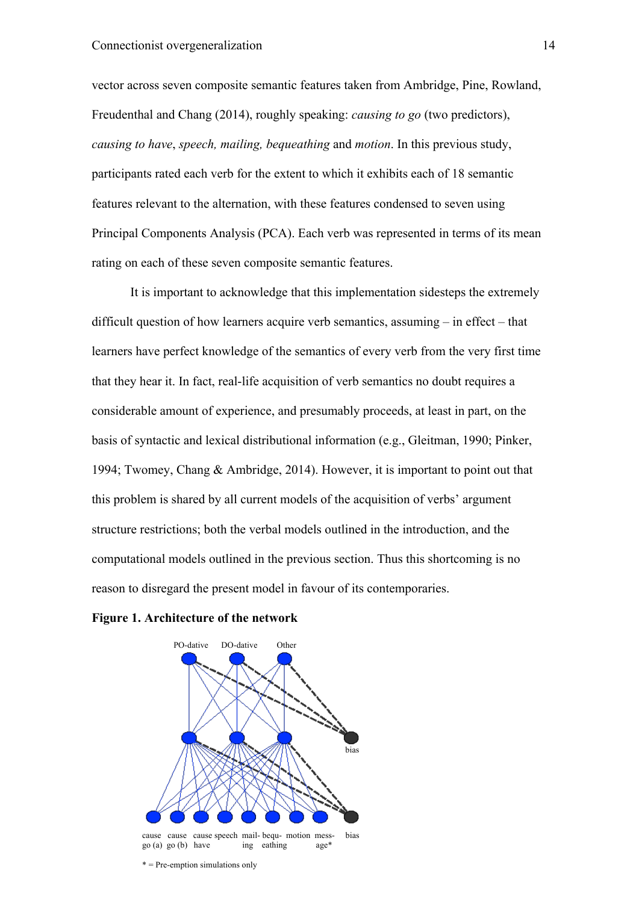vector across seven composite semantic features taken from Ambridge, Pine, Rowland, Freudenthal and Chang (2014), roughly speaking: *causing to go* (two predictors), *causing to have*, *speech, mailing, bequeathing* and *motion*. In this previous study, participants rated each verb for the extent to which it exhibits each of 18 semantic features relevant to the alternation, with these features condensed to seven using Principal Components Analysis (PCA). Each verb was represented in terms of its mean rating on each of these seven composite semantic features.

It is important to acknowledge that this implementation sidesteps the extremely difficult question of how learners acquire verb semantics, assuming – in effect – that learners have perfect knowledge of the semantics of every verb from the very first time that they hear it. In fact, real-life acquisition of verb semantics no doubt requires a considerable amount of experience, and presumably proceeds, at least in part, on the basis of syntactic and lexical distributional information (e.g., Gleitman, 1990; Pinker, 1994; Twomey, Chang & Ambridge, 2014). However, it is important to point out that this problem is shared by all current models of the acquisition of verbs' argument structure restrictions; both the verbal models outlined in the introduction, and the computational models outlined in the previous section. Thus this shortcoming is no reason to disregard the present model in favour of its contemporaries.

**Figure 1. Architecture of the network**

PO-dative DO-dative Other

bias

cause go (a) cause go (b) cause have speech mailing bequeathing motion message* bias

\* = Pre-emption simulations only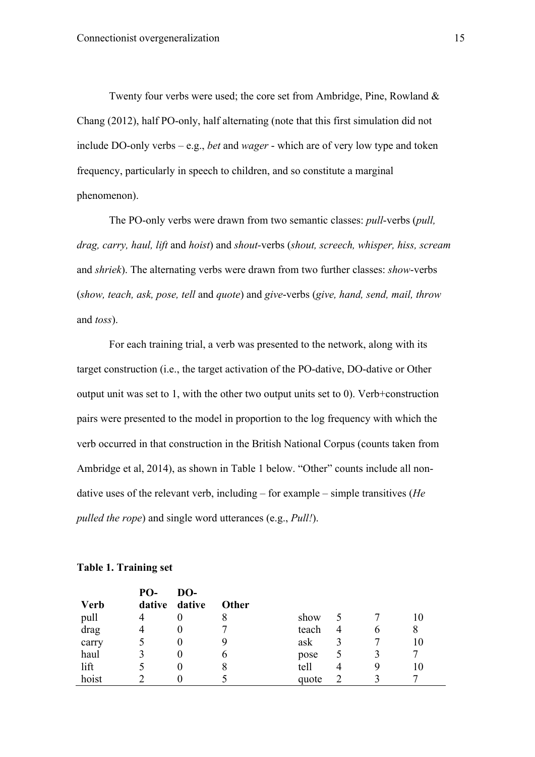Twenty four verbs were used; the core set from Ambridge, Pine, Rowland & Chang (2012), half PO-only, half alternating (note that this first simulation did not include DO-only verbs – e.g., *bet* and *wager* - which are of very low type and token frequency, particularly in speech to children, and so constitute a marginal phenomenon).

The PO-only verbs were drawn from two semantic classes: *pull*-verbs (*pull, drag, carry, haul, lift* and *hoist*) and *shout*-verbs (*shout, screech, whisper, hiss, scream* and *shriek*). The alternating verbs were drawn from two further classes: *show*-verbs (*show, teach, ask, pose, tell* and *quote*) and *give*-verbs (*give, hand, send, mail, throw* and *toss*).

For each training trial, a verb was presented to the network, along with its target construction (i.e., the target activation of the PO-dative, DO-dative or Other output unit was set to 1, with the other two output units set to 0). Verb+construction pairs were presented to the model in proportion to the log frequency with which the verb occurred in that construction in the British National Corpus (counts taken from Ambridge et al, 2014), as shown in Table 1 below. "Other" counts include all non-dative uses of the relevant verb, including – for example – simple transitives (*He pulled the rope*) and single word utterances (e.g., *Pull!*).

**Table 1. Training set**

| Verb | PO-dative | DO-dative | Other | | | | |
|---|---|---|---|---|---|---|---|
| pull | 4 | 0 | 8 | show | 5 | 7 | 10 |
| drag | 4 | 0 | 7 | teach | 4 | 6 | 8 |
| carry | 5 | 0 | 9 | ask | 3 | 7 | 10 |
| haul | 3 | 0 | 6 | pose | 5 | 3 | 7 |
| lift | 5 | 0 | 8 | tell | 4 | 9 | 10 |
| hoist | 2 | 0 | 5 | quote | 2 | 3 | 7 |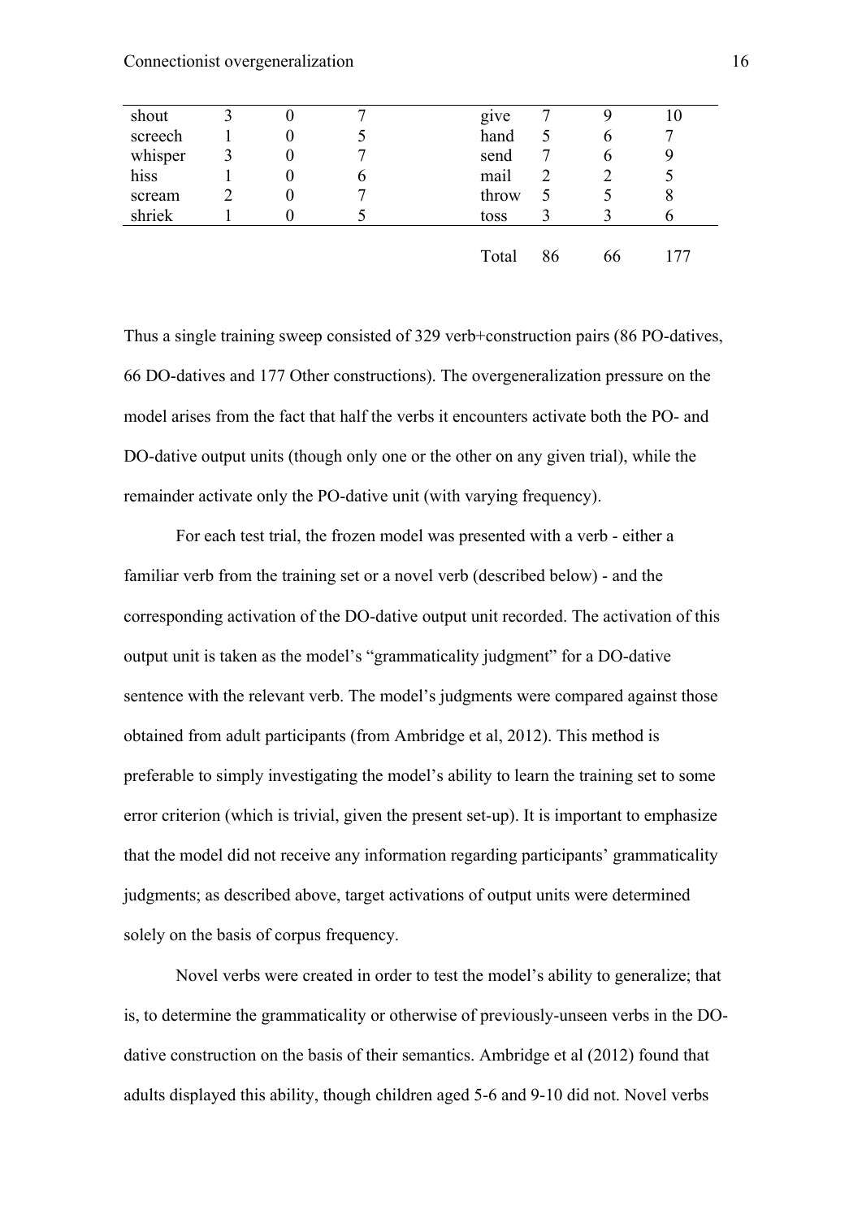| | | | | | | | |
|---|---|---|---|---|---|---|---|
| shout | 3 | 0 | 7 | give | 7 | 9 | 10 |
| screech | 1 | 0 | 5 | hand | 5 | 6 | 7 |
| whisper | 3 | 0 | 7 | send | 7 | 6 | 9 |
| hiss | 1 | 0 | 6 | mail | 2 | 2 | 5 |
| scream | 2 | 0 | 7 | throw | 5 | 5 | 8 |
| shriek | 1 | 0 | 5 | toss | 3 | 3 | 6 |
| | | | | Total | 86 | 66 | 177 |

Thus a single training sweep consisted of 329 verb+construction pairs (86 PO-datives, 66 DO-datives and 177 Other constructions). The overgeneralization pressure on the model arises from the fact that half the verbs it encounters activate both the PO- and DO-dative output units (though only one or the other on any given trial), while the remainder activate only the PO-dative unit (with varying frequency).

For each test trial, the frozen model was presented with a verb - either a familiar verb from the training set or a novel verb (described below) - and the corresponding activation of the DO-dative output unit recorded. The activation of this output unit is taken as the model's "grammaticality judgment" for a DO-dative sentence with the relevant verb. The model's judgments were compared against those obtained from adult participants (from Ambridge et al, 2012). This method is preferable to simply investigating the model's ability to learn the training set to some error criterion (which is trivial, given the present set-up). It is important to emphasize that the model did not receive any information regarding participants' grammaticality judgments; as described above, target activations of output units were determined solely on the basis of corpus frequency.

Novel verbs were created in order to test the model's ability to generalize; that is, to determine the grammaticality or otherwise of previously-unseen verbs in the DO-dative construction on the basis of their semantics. Ambridge et al (2012) found that adults displayed this ability, though children aged 5-6 and 9-10 did not. Novel verbs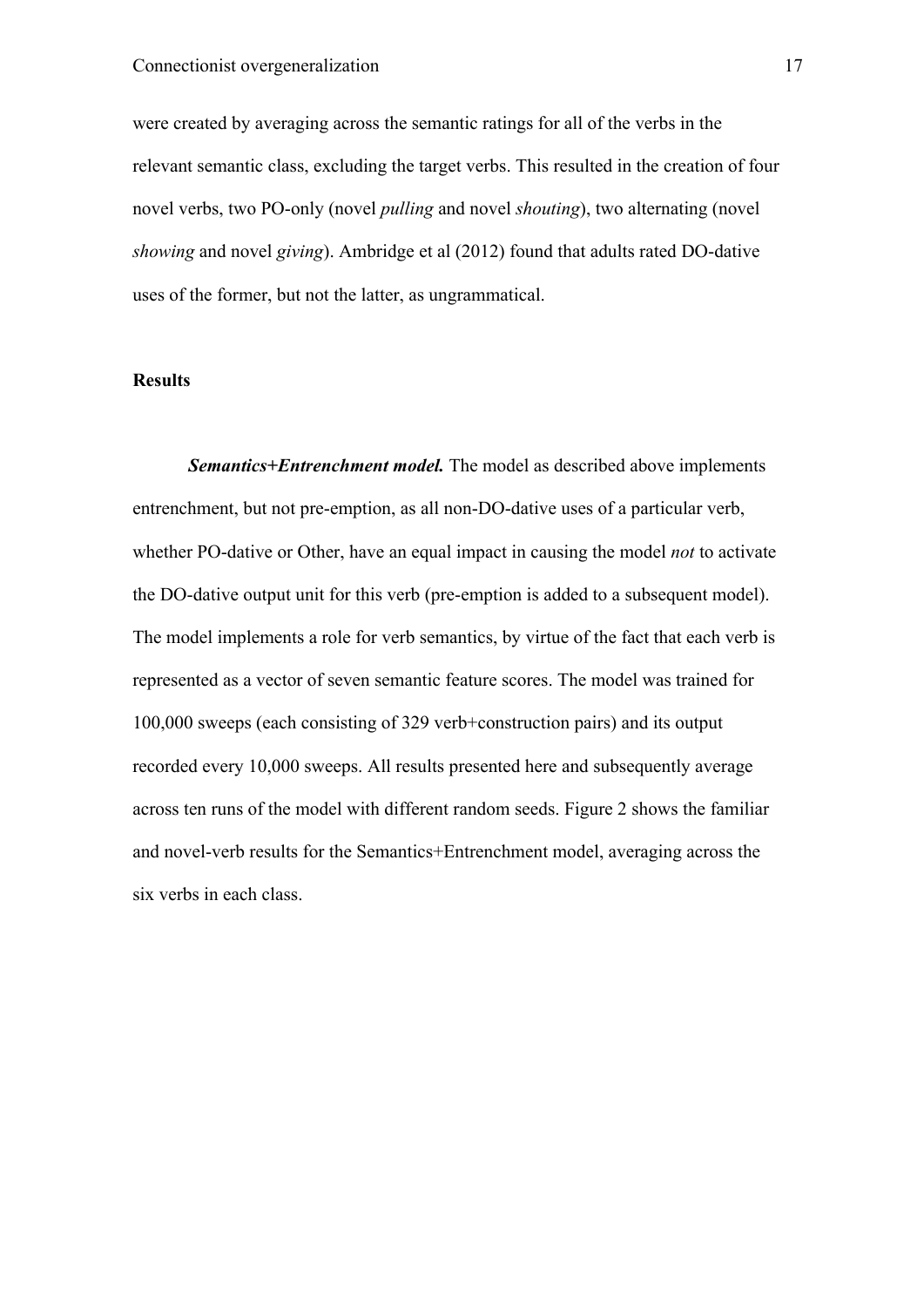were created by averaging across the semantic ratings for all of the verbs in the relevant semantic class, excluding the target verbs. This resulted in the creation of four novel verbs, two PO-only (novel *pulling* and novel *shouting*), two alternating (novel *showing* and novel *giving*). Ambridge et al (2012) found that adults rated DO-dative uses of the former, but not the latter, as ungrammatical.

## Results

***Semantics+Entrenchment model.*** The model as described above implements entrenchment, but not pre-emption, as all non-DO-dative uses of a particular verb, whether PO-dative or Other, have an equal impact in causing the model *not* to activate the DO-dative output unit for this verb (pre-emption is added to a subsequent model). The model implements a role for verb semantics, by virtue of the fact that each verb is represented as a vector of seven semantic feature scores. The model was trained for 100,000 sweeps (each consisting of 329 verb+construction pairs) and its output recorded every 10,000 sweeps. All results presented here and subsequently average across ten runs of the model with different random seeds. Figure 2 shows the familiar and novel-verb results for the Semantics+Entrenchment model, averaging across the six verbs in each class.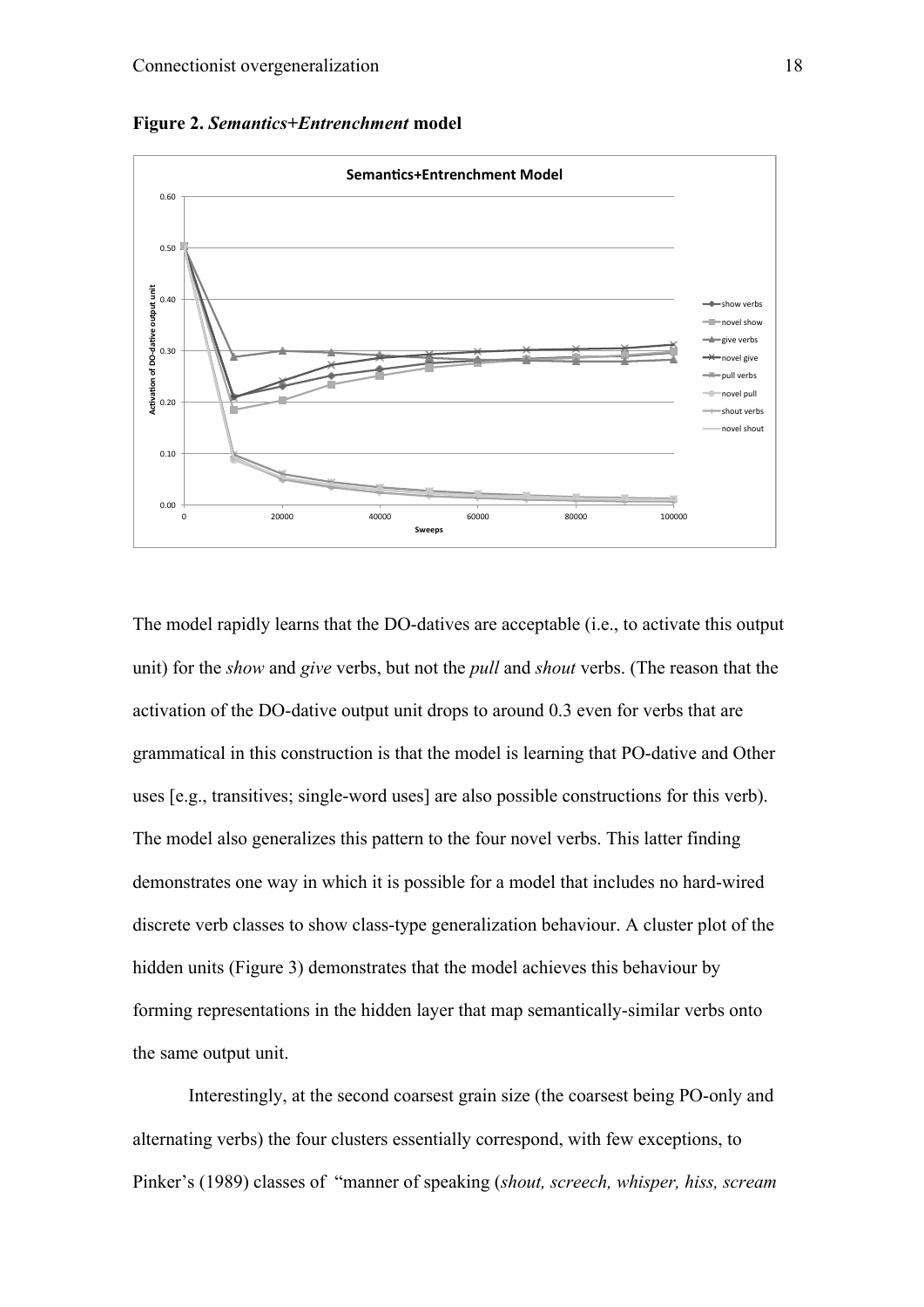**Figure 2. *Semantics+Entrenchment* model**

The model rapidly learns that the DO-datives are acceptable (i.e., to activate this output unit) for the *show* and *give* verbs, but not the *pull* and *shout* verbs. (The reason that the activation of the DO-dative output unit drops to around 0.3 even for verbs that are grammatical in this construction is that the model is learning that PO-dative and Other uses [e.g., transitives; single-word uses] are also possible constructions for this verb). The model also generalizes this pattern to the four novel verbs. This latter finding demonstrates one way in which it is possible for a model that includes no hard-wired discrete verb classes to show class-type generalization behaviour. A cluster plot of the hidden units (Figure 3) demonstrates that the model achieves this behaviour by forming representations in the hidden layer that map semantically-similar verbs onto the same output unit.

Interestingly, at the second coarsest grain size (the coarsest being PO-only and alternating verbs) the four clusters essentially correspond, with few exceptions, to Pinker's (1989) classes of "manner of speaking (*shout, screech, whisper, hiss, scream*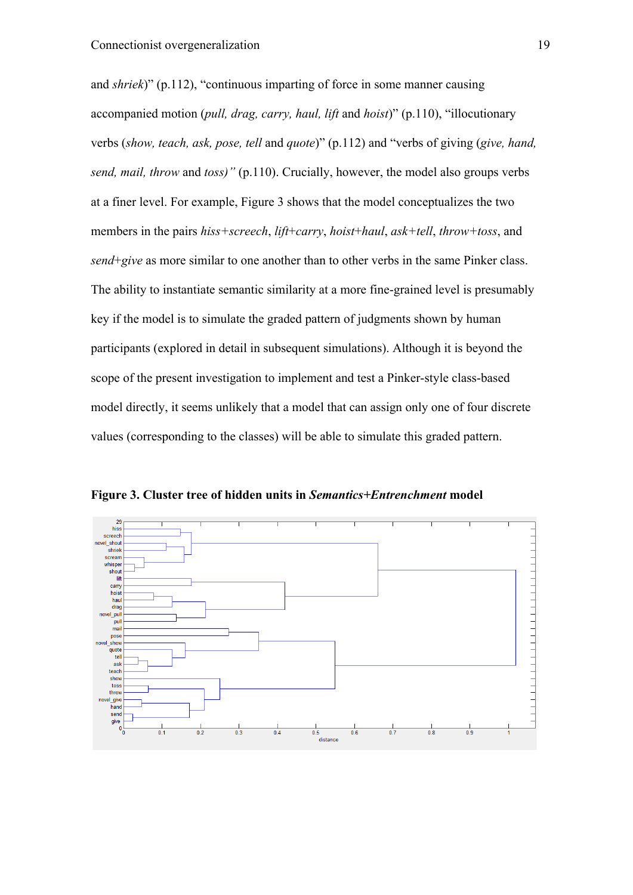and *shriek*)" (p.112), "continuous imparting of force in some manner causing accompanied motion (*pull, drag, carry, haul, lift* and *hoist*)" (p.110), "illocutionary verbs (*show, teach, ask, pose, tell* and *quote*)" (p.112) and "verbs of giving (*give, hand, send, mail, throw* and *toss)"* (p.110). Crucially, however, the model also groups verbs at a finer level. For example, Figure 3 shows that the model conceptualizes the two members in the pairs *hiss+screech*, *lift+carry*, *hoist+haul*, *ask+tell*, *throw+toss*, and *send+give* as more similar to one another than to other verbs in the same Pinker class. The ability to instantiate semantic similarity at a more fine-grained level is presumably key if the model is to simulate the graded pattern of judgments shown by human participants (explored in detail in subsequent simulations). Although it is beyond the scope of the present investigation to implement and test a Pinker-style class-based model directly, it seems unlikely that a model that can assign only one of four discrete values (corresponding to the classes) will be able to simulate this graded pattern.

**Figure 3. Cluster tree of hidden units in *Semantics+Entrenchment* model**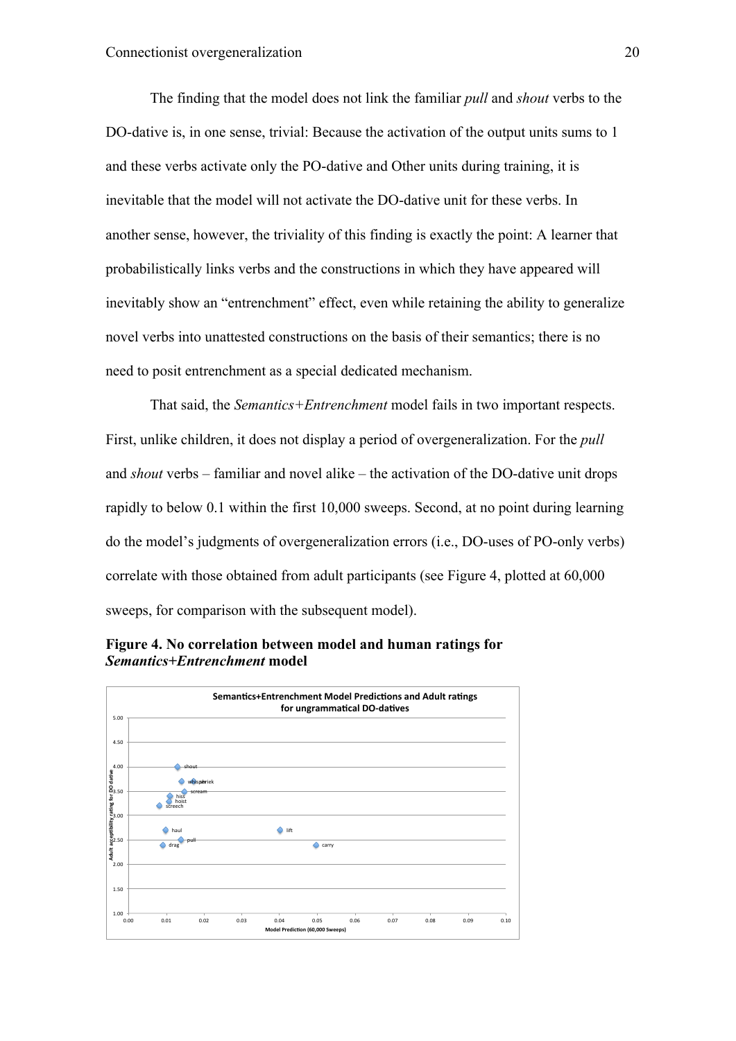The finding that the model does not link the familiar *pull* and *shout* verbs to the DO-dative is, in one sense, trivial: Because the activation of the output units sums to 1 and these verbs activate only the PO-dative and Other units during training, it is inevitable that the model will not activate the DO-dative unit for these verbs. In another sense, however, the triviality of this finding is exactly the point: A learner that probabilistically links verbs and the constructions in which they have appeared will inevitably show an "entrenchment" effect, even while retaining the ability to generalize novel verbs into unattested constructions on the basis of their semantics; there is no need to posit entrenchment as a special dedicated mechanism.

That said, the *Semantics+Entrenchment* model fails in two important respects. First, unlike children, it does not display a period of overgeneralization. For the *pull* and *shout* verbs – familiar and novel alike – the activation of the DO-dative unit drops rapidly to below 0.1 within the first 10,000 sweeps. Second, at no point during learning do the model's judgments of overgeneralization errors (i.e., DO-uses of PO-only verbs) correlate with those obtained from adult participants (see Figure 4, plotted at 60,000 sweeps, for comparison with the subsequent model).

**Figure 4. No correlation between model and human ratings for *Semantics+Entrenchment* model**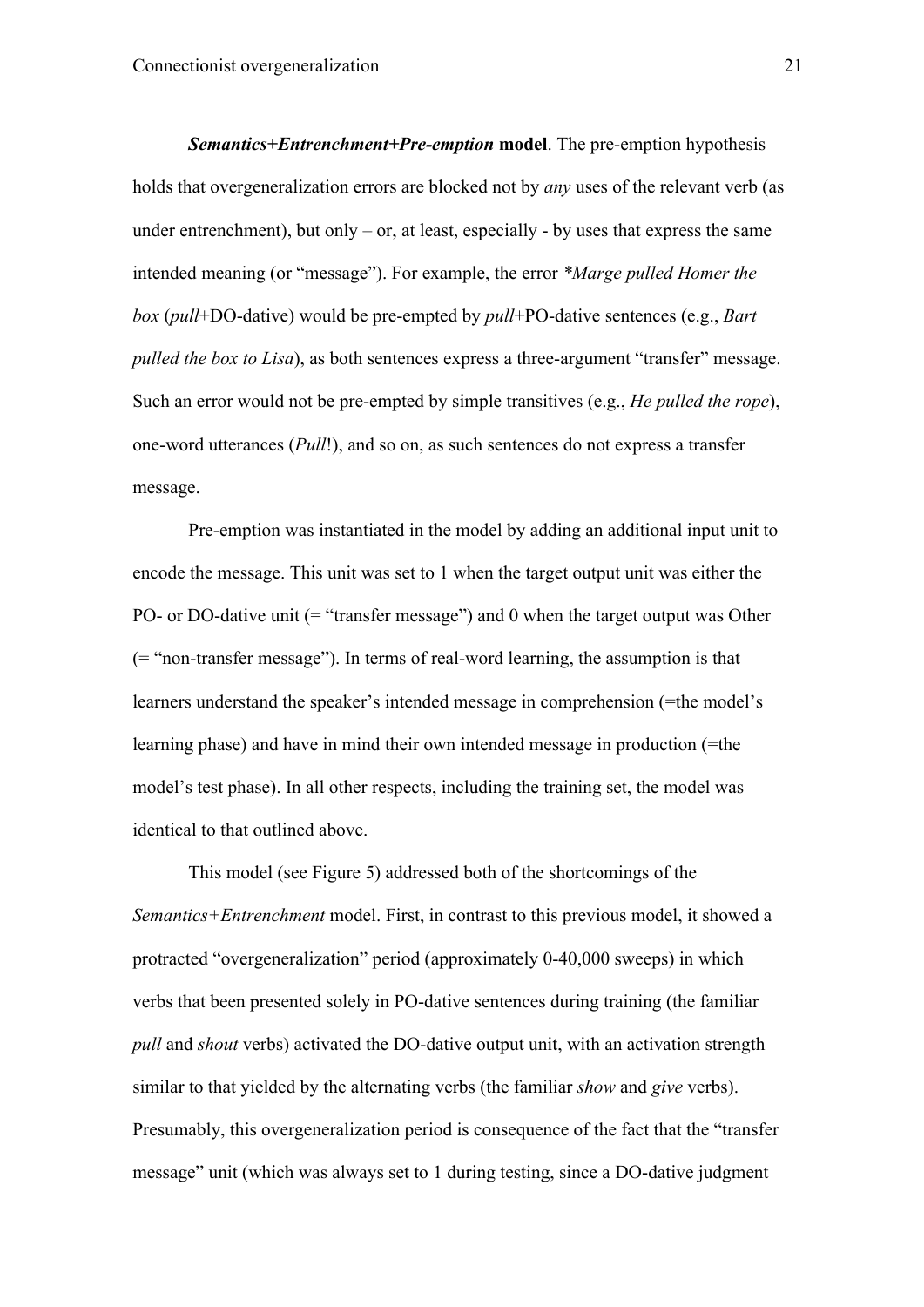***Semantics+Entrenchment+Pre-emption* model**. The pre-emption hypothesis holds that overgeneralization errors are blocked not by *any* uses of the relevant verb (as under entrenchment), but only – or, at least, especially - by uses that express the same intended meaning (or "message"). For example, the error *\*Marge pulled Homer the box* (*pull*+DO-dative) would be pre-empted by *pull*+PO-dative sentences (e.g., *Bart pulled the box to Lisa*), as both sentences express a three-argument "transfer" message. Such an error would not be pre-empted by simple transitives (e.g., *He pulled the rope*), one-word utterances (*Pull*!), and so on, as such sentences do not express a transfer message.

Pre-emption was instantiated in the model by adding an additional input unit to encode the message. This unit was set to 1 when the target output unit was either the PO- or DO-dative unit (= "transfer message") and 0 when the target output was Other (= "non-transfer message"). In terms of real-word learning, the assumption is that learners understand the speaker's intended message in comprehension (=the model's learning phase) and have in mind their own intended message in production (=the model's test phase). In all other respects, including the training set, the model was identical to that outlined above.

This model (see Figure 5) addressed both of the shortcomings of the *Semantics+Entrenchment* model. First, in contrast to this previous model, it showed a protracted "overgeneralization" period (approximately 0-40,000 sweeps) in which verbs that been presented solely in PO-dative sentences during training (the familiar *pull* and *shout* verbs) activated the DO-dative output unit, with an activation strength similar to that yielded by the alternating verbs (the familiar *show* and *give* verbs). Presumably, this overgeneralization period is consequence of the fact that the "transfer message" unit (which was always set to 1 during testing, since a DO-dative judgment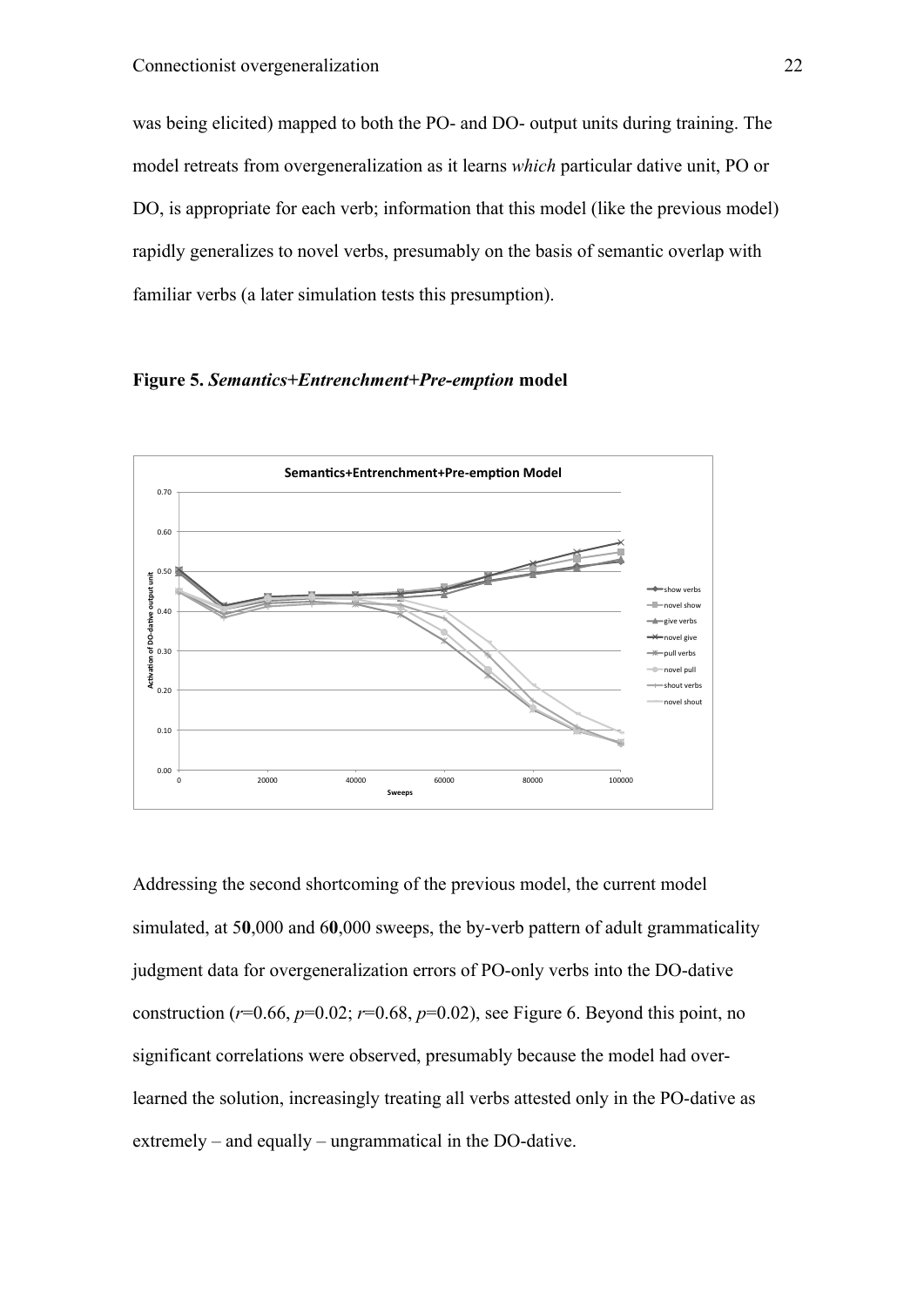was being elicited) mapped to both the PO- and DO- output units during training. The model retreats from overgeneralization as it learns *which* particular dative unit, PO or DO, is appropriate for each verb; information that this model (like the previous model) rapidly generalizes to novel verbs, presumably on the basis of semantic overlap with familiar verbs (a later simulation tests this presumption).

**Figure 5. *Semantics+Entrenchment+Pre-emption* model**

Addressing the second shortcoming of the previous model, the current model simulated, at 5**0**,000 and 6**0**,000 sweeps, the by-verb pattern of adult grammaticality judgment data for overgeneralization errors of PO-only verbs into the DO-dative construction ($r$=0.66, $p$=0.02; $r$=0.68, $p$=0.02), see Figure 6. Beyond this point, no significant correlations were observed, presumably because the model had over-learned the solution, increasingly treating all verbs attested only in the PO-dative as extremely – and equally – ungrammatical in the DO-dative.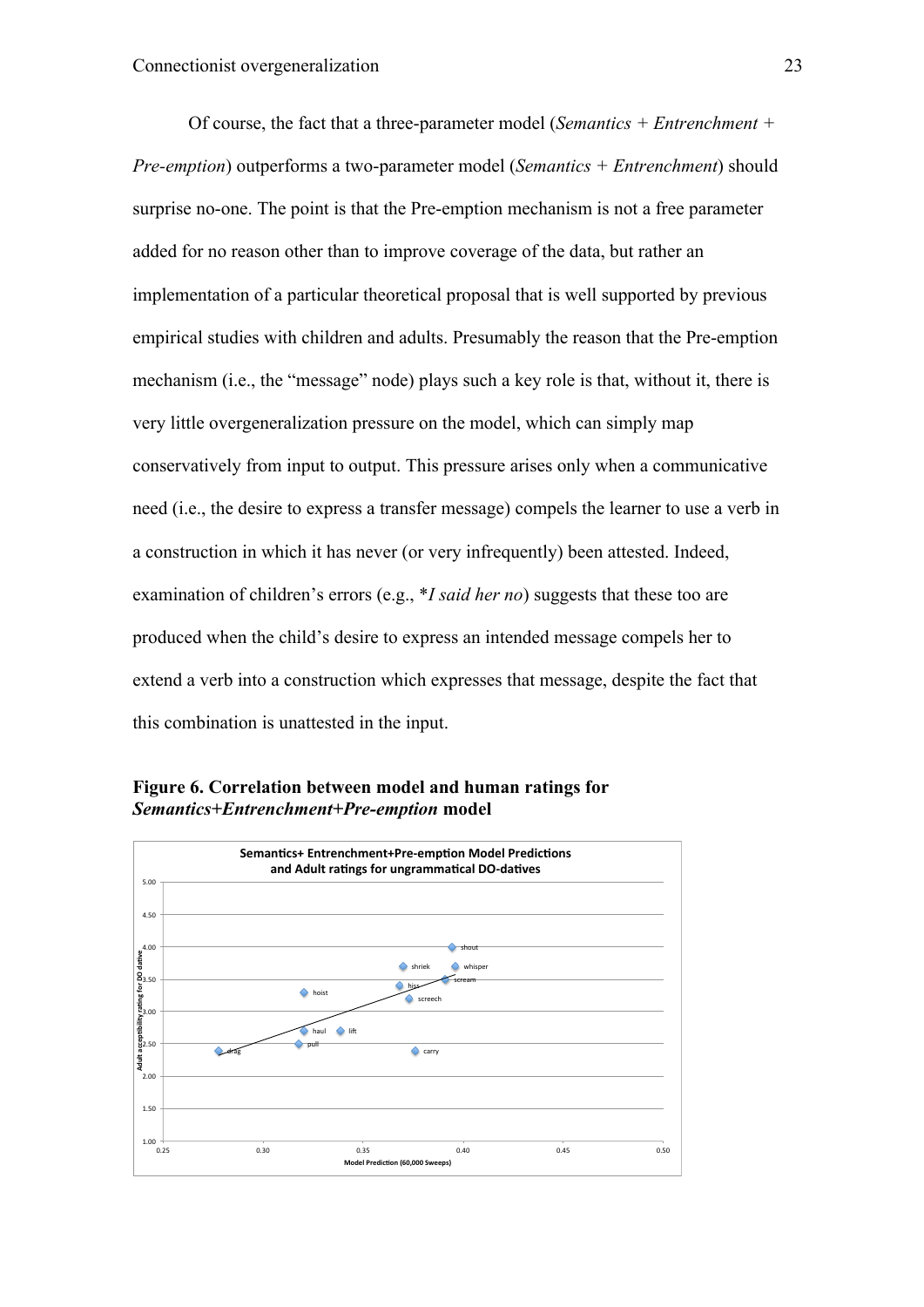Of course, the fact that a three-parameter model (*Semantics + Entrenchment + Pre-emption*) outperforms a two-parameter model (*Semantics + Entrenchment*) should surprise no-one. The point is that the Pre-emption mechanism is not a free parameter added for no reason other than to improve coverage of the data, but rather an implementation of a particular theoretical proposal that is well supported by previous empirical studies with children and adults. Presumably the reason that the Pre-emption mechanism (i.e., the "message" node) plays such a key role is that, without it, there is very little overgeneralization pressure on the model, which can simply map conservatively from input to output. This pressure arises only when a communicative need (i.e., the desire to express a transfer message) compels the learner to use a verb in a construction in which it has never (or very infrequently) been attested. Indeed, examination of children's errors (e.g., **I said her no*) suggests that these too are produced when the child's desire to express an intended message compels her to extend a verb into a construction which expresses that message, despite the fact that this combination is unattested in the input.

**Figure 6. Correlation between model and human ratings for *Semantics+Entrenchment+Pre-emption* model**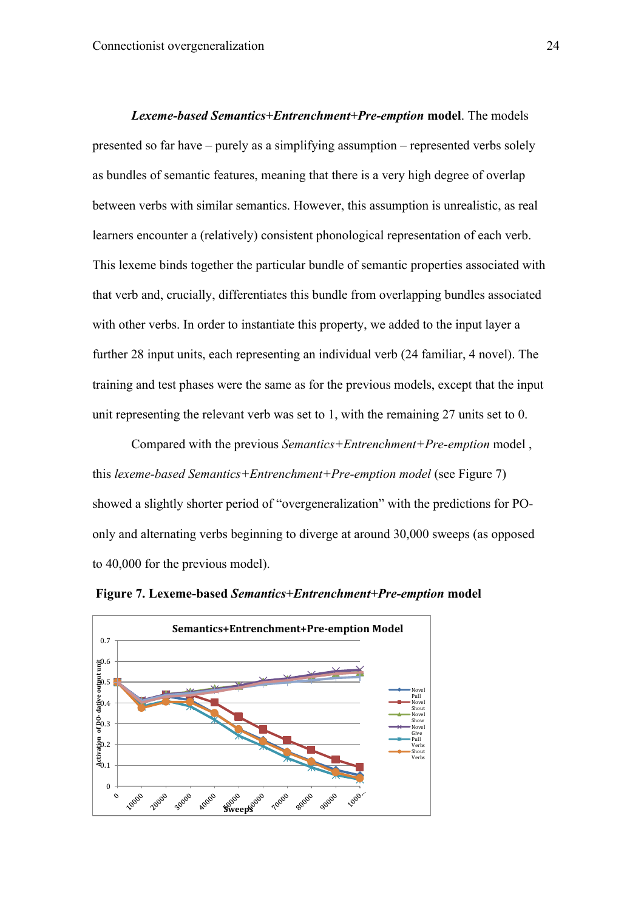***Lexeme-based Semantics+Entrenchment+Pre-emption* model**. The models presented so far have – purely as a simplifying assumption – represented verbs solely as bundles of semantic features, meaning that there is a very high degree of overlap between verbs with similar semantics. However, this assumption is unrealistic, as real learners encounter a (relatively) consistent phonological representation of each verb. This lexeme binds together the particular bundle of semantic properties associated with that verb and, crucially, differentiates this bundle from overlapping bundles associated with other verbs. In order to instantiate this property, we added to the input layer a further 28 input units, each representing an individual verb (24 familiar, 4 novel). The training and test phases were the same as for the previous models, except that the input unit representing the relevant verb was set to 1, with the remaining 27 units set to 0.

Compared with the previous *Semantics+Entrenchment+Pre-emption* model , this *lexeme-based Semantics+Entrenchment+Pre-emption model* (see Figure 7) showed a slightly shorter period of "overgeneralization" with the predictions for PO-only and alternating verbs beginning to diverge at around 30,000 sweeps (as opposed to 40,000 for the previous model).

**Figure 7. Lexeme-based *Semantics+Entrenchment+Pre-emption* model**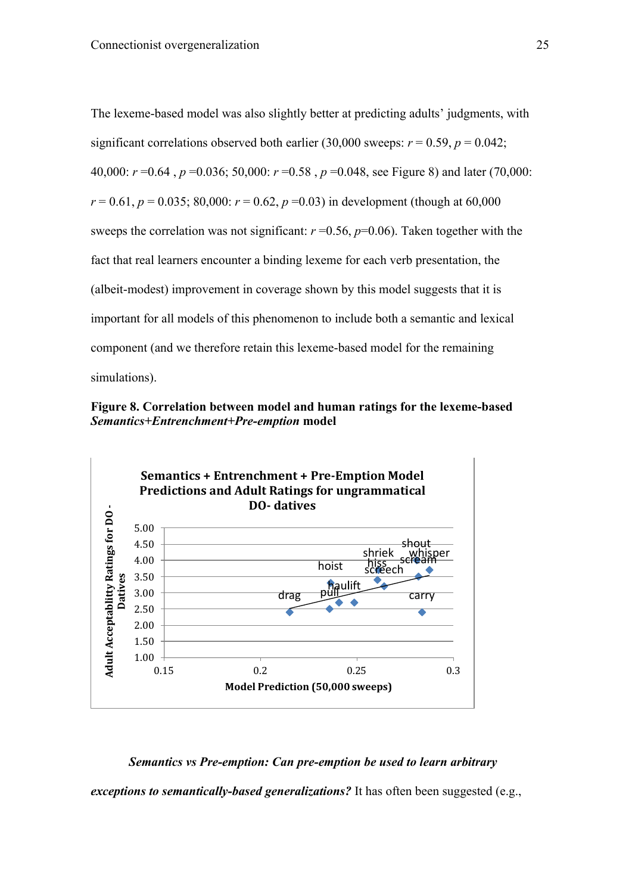The lexeme-based model was also slightly better at predicting adults' judgments, with significant correlations observed both earlier (30,000 sweeps: $r = 0.59$, $p = 0.042$; 40,000: $r = 0.64$ , $p = 0.036$; 50,000: $r = 0.58$ , $p = 0.048$, see Figure 8) and later (70,000: $r = 0.61$, $p = 0.035$; 80,000: $r = 0.62$, $p = 0.03$) in development (though at 60,000 sweeps the correlation was not significant: $r = 0.56$, $p = 0.06$). Taken together with the fact that real learners encounter a binding lexeme for each verb presentation, the (albeit-modest) improvement in coverage shown by this model suggests that it is important for all models of this phenomenon to include both a semantic and lexical component (and we therefore retain this lexeme-based model for the remaining simulations).

**Figure 8. Correlation between model and human ratings for the lexeme-based *Semantics+Entrenchment+Pre-emption* model**

***Semantics vs Pre-emption: Can pre-emption be used to learn arbitrary exceptions to semantically-based generalizations?*** It has often been suggested (e.g.,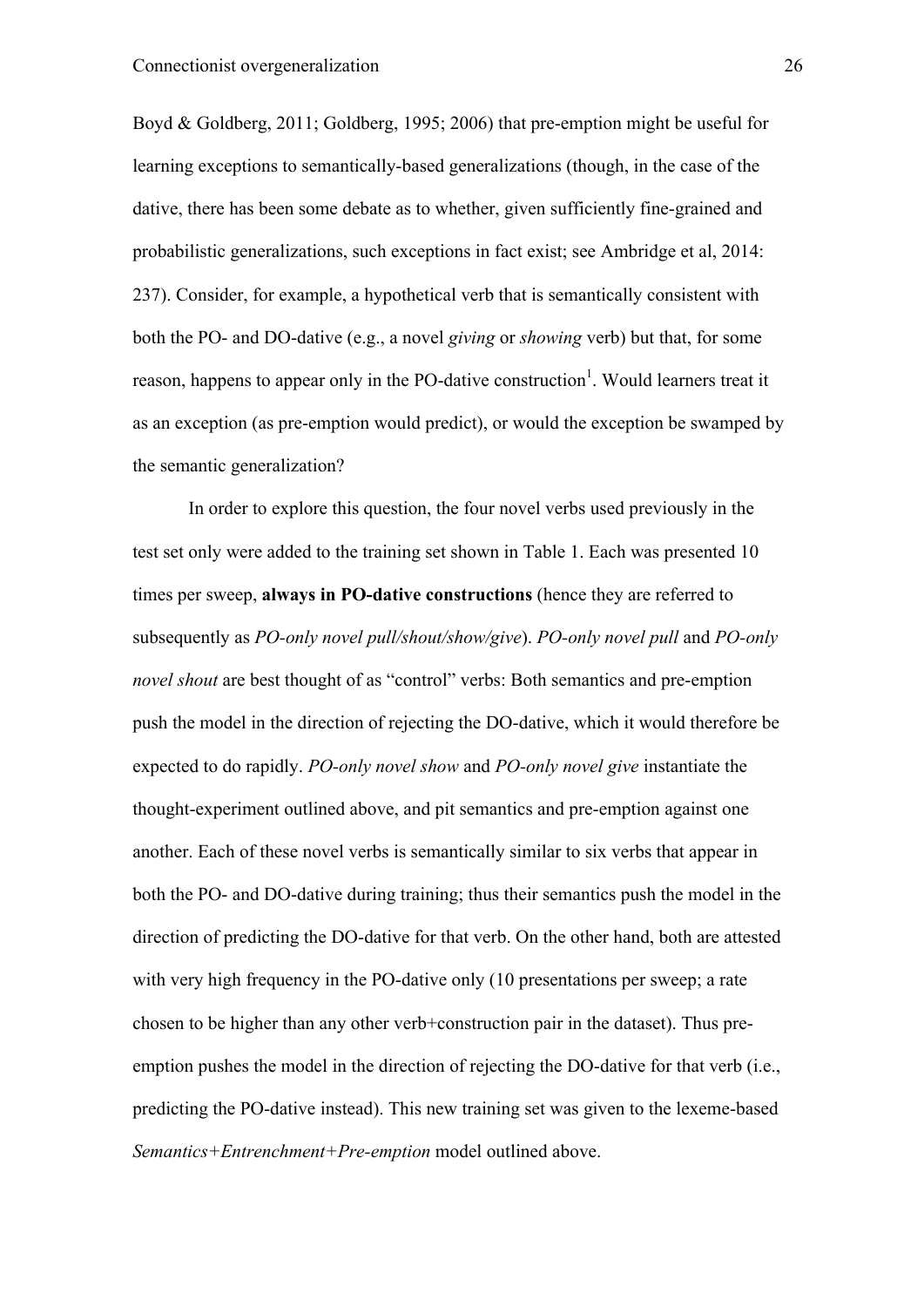Boyd & Goldberg, 2011; Goldberg, 1995; 2006) that pre-emption might be useful for learning exceptions to semantically-based generalizations (though, in the case of the dative, there has been some debate as to whether, given sufficiently fine-grained and probabilistic generalizations, such exceptions in fact exist; see Ambridge et al, 2014: 237). Consider, for example, a hypothetical verb that is semantically consistent with both the PO- and DO-dative (e.g., a novel *giving* or *showing* verb) but that, for some reason, happens to appear only in the PO-dative construction[1]. Would learners treat it as an exception (as pre-emption would predict), or would the exception be swamped by the semantic generalization?

In order to explore this question, the four novel verbs used previously in the test set only were added to the training set shown in Table 1. Each was presented 10 times per sweep, **always in PO-dative constructions** (hence they are referred to subsequently as *PO-only novel pull/shout/show/give*). *PO-only novel pull* and *PO-only novel shout* are best thought of as "control" verbs: Both semantics and pre-emption push the model in the direction of rejecting the DO-dative, which it would therefore be expected to do rapidly. *PO-only novel show* and *PO-only novel give* instantiate the thought-experiment outlined above, and pit semantics and pre-emption against one another. Each of these novel verbs is semantically similar to six verbs that appear in both the PO- and DO-dative during training; thus their semantics push the model in the direction of predicting the DO-dative for that verb. On the other hand, both are attested with very high frequency in the PO-dative only (10 presentations per sweep; a rate chosen to be higher than any other verb+construction pair in the dataset). Thus pre-emption pushes the model in the direction of rejecting the DO-dative for that verb (i.e., predicting the PO-dative instead). This new training set was given to the lexeme-based *Semantics+Entrenchment+Pre-emption* model outlined above.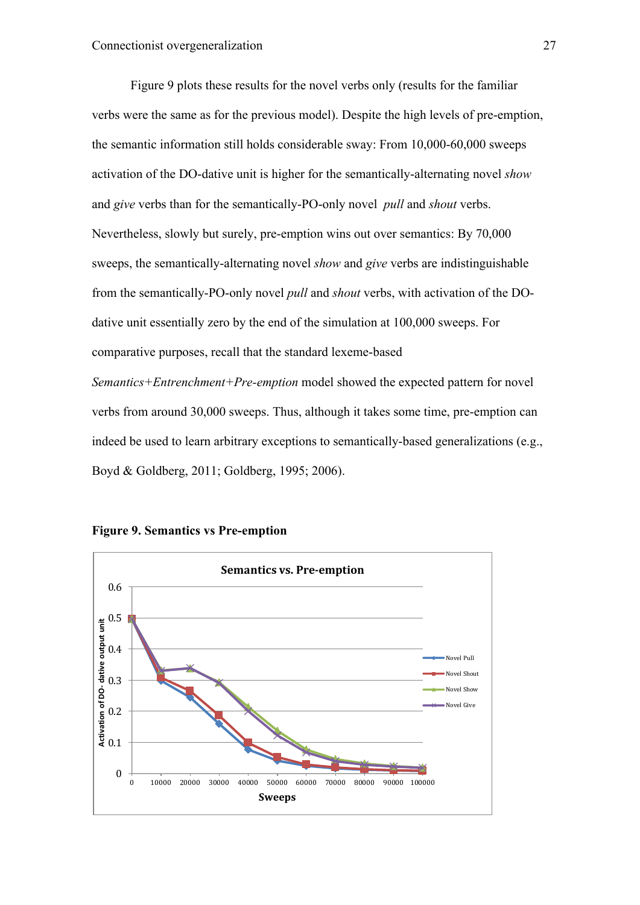Figure 9 plots these results for the novel verbs only (results for the familiar verbs were the same as for the previous model). Despite the high levels of pre-emption, the semantic information still holds considerable sway: From 10,000-60,000 sweeps activation of the DO-dative unit is higher for the semantically-alternating novel *show* and *give* verbs than for the semantically-PO-only novel *pull* and *shout* verbs. Nevertheless, slowly but surely, pre-emption wins out over semantics: By 70,000 sweeps, the semantically-alternating novel *show* and *give* verbs are indistinguishable from the semantically-PO-only novel *pull* and *shout* verbs, with activation of the DO-dative unit essentially zero by the end of the simulation at 100,000 sweeps. For comparative purposes, recall that the standard lexeme-based *Semantics+Entrenchment+Pre-emption* model showed the expected pattern for novel verbs from around 30,000 sweeps. Thus, although it takes some time, pre-emption can indeed be used to learn arbitrary exceptions to semantically-based generalizations (e.g., Boyd & Goldberg, 2011; Goldberg, 1995; 2006).

**Figure 9. Semantics vs Pre-emption**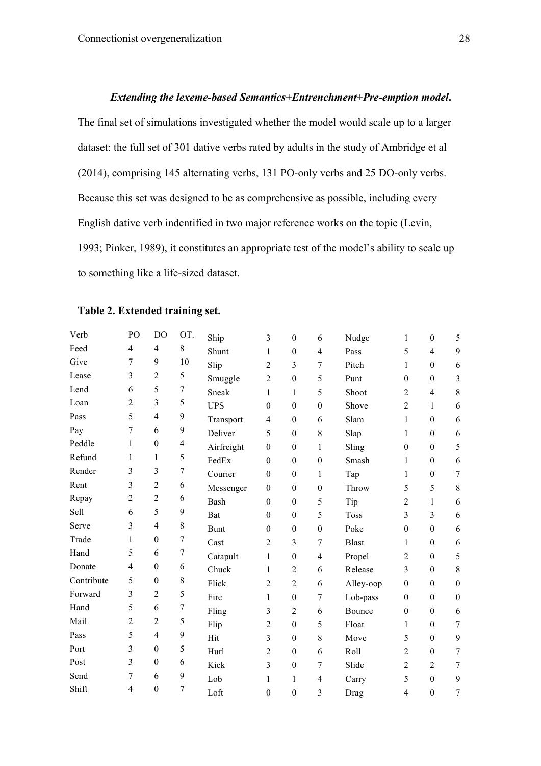***Extending the lexeme-based Semantics+Entrenchment+Pre-emption model*.** The final set of simulations investigated whether the model would scale up to a larger dataset: the full set of 301 dative verbs rated by adults in the study of Ambridge et al (2014), comprising 145 alternating verbs, 131 PO-only verbs and 25 DO-only verbs. Because this set was designed to be as comprehensive as possible, including every English dative verb indentified in two major reference works on the topic (Levin, 1993; Pinker, 1989), it constitutes an appropriate test of the model's ability to scale up to something like a life-sized dataset.

**Table 2. Extended training set.**

| Verb | PO | DO | OT. | | | | | | | | |
|---|---|---|---|---|---|---|---|---|---|---|---|
| Feed | 4 | 4 | 8 | Ship | 3 | 0 | 6 | Nudge | 1 | 0 | 5 |
| Give | 7 | 9 | 10 | Shunt | 1 | 0 | 4 | Pass | 5 | 4 | 9 |
| Lease | 3 | 2 | 5 | Slip | 2 | 3 | 7 | Pitch | 1 | 0 | 6 |
| Lend | 6 | 5 | 7 | Smuggle | 2 | 0 | 5 | Punt | 0 | 0 | 3 |
| Loan | 2 | 3 | 5 | Sneak | 1 | 1 | 5 | Shoot | 2 | 4 | 8 |
| Pass | 5 | 4 | 9 | UPS | 0 | 0 | 0 | Shove | 2 | 1 | 6 |
| Pay | 7 | 6 | 9 | Transport | 4 | 0 | 6 | Slam | 1 | 0 | 6 |
| Peddle | 1 | 0 | 4 | Deliver | 5 | 0 | 8 | Slap | 1 | 0 | 6 |
| Refund | 1 | 1 | 5 | Airfreight | 0 | 0 | 1 | Sling | 0 | 0 | 5 |
| Render | 3 | 3 | 7 | FedEx | 0 | 0 | 0 | Smash | 1 | 0 | 6 |
| Rent | 3 | 2 | 6 | Courier | 0 | 0 | 1 | Tap | 1 | 0 | 7 |
| Repay | 2 | 2 | 6 | Messenger | 0 | 0 | 0 | Throw | 5 | 5 | 8 |
| Sell | 6 | 5 | 9 | Bash | 0 | 0 | 5 | Tip | 2 | 1 | 6 |
| Serve | 3 | 4 | 8 | Bat | 0 | 0 | 5 | Toss | 3 | 3 | 6 |
| Trade | 1 | 0 | 7 | Bunt | 0 | 0 | 0 | Poke | 0 | 0 | 6 |
| Hand | 5 | 6 | 7 | Cast | 2 | 3 | 7 | Blast | 1 | 0 | 6 |
| Donate | 4 | 0 | 6 | Catapult | 1 | 0 | 4 | Propel | 2 | 0 | 5 |
| Contribute | 5 | 0 | 8 | Chuck | 1 | 2 | 6 | Release | 3 | 0 | 8 |
| Forward | 3 | 2 | 5 | Flick | 2 | 2 | 6 | Alley-oop | 0 | 0 | 0 |
| Hand | 5 | 6 | 7 | Fire | 1 | 0 | 7 | Lob-pass | 0 | 0 | 0 |
| Mail | 2 | 2 | 5 | Fling | 3 | 2 | 6 | Bounce | 0 | 0 | 6 |
| Pass | 5 | 4 | 9 | Flip | 2 | 0 | 5 | Float | 1 | 0 | 7 |
| Port | 3 | 0 | 5 | Hit | 3 | 0 | 8 | Move | 5 | 0 | 9 |
| Post | 3 | 0 | 6 | Hurl | 2 | 0 | 6 | Roll | 2 | 0 | 7 |
| Send | 7 | 6 | 9 | Kick | 3 | 0 | 7 | Slide | 2 | 2 | 7 |
| Shift | 4 | 0 | 7 | Lob | 1 | 1 | 4 | Carry | 5 | 0 | 9 |
| | | | | Loft | 0 | 0 | 3 | Drag | 4 | 0 | 7 |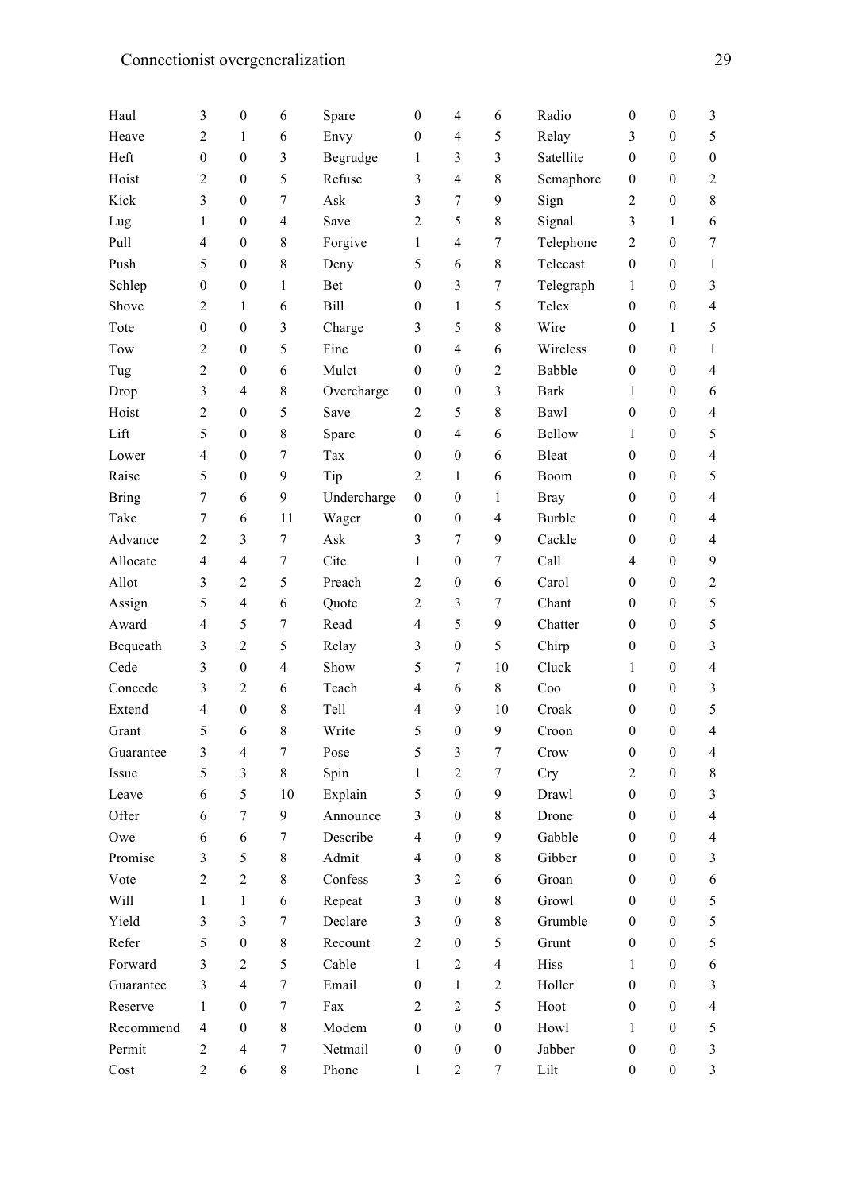| | | | | | | | | | | | |
|---|---|---|---|---|---|---|---|---|---|---|---|
| Haul | 3 | 0 | 6 | Spare | 0 | 4 | 6 | Radio | 0 | 0 | 3 |
| Heave | 2 | 1 | 6 | Envy | 0 | 4 | 5 | Relay | 3 | 0 | 5 |
| Heft | 0 | 0 | 3 | Begrudge | 1 | 3 | 3 | Satellite | 0 | 0 | 0 |
| Hoist | 2 | 0 | 5 | Refuse | 3 | 4 | 8 | Semaphore | 0 | 0 | 2 |
| Kick | 3 | 0 | 7 | Ask | 3 | 7 | 9 | Sign | 2 | 0 | 8 |
| Lug | 1 | 0 | 4 | Save | 2 | 5 | 8 | Signal | 3 | 1 | 6 |
| Pull | 4 | 0 | 8 | Forgive | 1 | 4 | 7 | Telephone | 2 | 0 | 7 |
| Push | 5 | 0 | 8 | Deny | 5 | 6 | 8 | Telecast | 0 | 0 | 1 |
| Schlep | 0 | 0 | 1 | Bet | 0 | 3 | 7 | Telegraph | 1 | 0 | 3 |
| Shove | 2 | 1 | 6 | Bill | 0 | 1 | 5 | Telex | 0 | 0 | 4 |
| Tote | 0 | 0 | 3 | Charge | 3 | 5 | 8 | Wire | 0 | 1 | 5 |
| Tow | 2 | 0 | 5 | Fine | 0 | 4 | 6 | Wireless | 0 | 0 | 1 |
| Tug | 2 | 0 | 6 | Mulct | 0 | 0 | 2 | Babble | 0 | 0 | 4 |
| Drop | 3 | 4 | 8 | Overcharge | 0 | 0 | 3 | Bark | 1 | 0 | 6 |
| Hoist | 2 | 0 | 5 | Save | 2 | 5 | 8 | Bawl | 0 | 0 | 4 |
| Lift | 5 | 0 | 8 | Spare | 0 | 4 | 6 | Bellow | 1 | 0 | 5 |
| Lower | 4 | 0 | 7 | Tax | 0 | 0 | 6 | Bleat | 0 | 0 | 4 |
| Raise | 5 | 0 | 9 | Tip | 2 | 1 | 6 | Boom | 0 | 0 | 5 |
| Bring | 7 | 6 | 9 | Undercharge | 0 | 0 | 1 | Bray | 0 | 0 | 4 |
| Take | 7 | 6 | 11 | Wager | 0 | 0 | 4 | Burble | 0 | 0 | 4 |
| Advance | 2 | 3 | 7 | Ask | 3 | 7 | 9 | Cackle | 0 | 0 | 4 |
| Allocate | 4 | 4 | 7 | Cite | 1 | 0 | 7 | Call | 4 | 0 | 9 |
| Allot | 3 | 2 | 5 | Preach | 2 | 0 | 6 | Carol | 0 | 0 | 2 |
| Assign | 5 | 4 | 6 | Quote | 2 | 3 | 7 | Chant | 0 | 0 | 5 |
| Award | 4 | 5 | 7 | Read | 4 | 5 | 9 | Chatter | 0 | 0 | 5 |
| Bequeath | 3 | 2 | 5 | Relay | 3 | 0 | 5 | Chirp | 0 | 0 | 3 |
| Cede | 3 | 0 | 4 | Show | 5 | 7 | 10 | Cluck | 1 | 0 | 4 |
| Concede | 3 | 2 | 6 | Teach | 4 | 6 | 8 | Coo | 0 | 0 | 3 |
| Extend | 4 | 0 | 8 | Tell | 4 | 9 | 10 | Croak | 0 | 0 | 5 |
| Grant | 5 | 6 | 8 | Write | 5 | 0 | 9 | Croon | 0 | 0 | 4 |
| Guarantee | 3 | 4 | 7 | Pose | 5 | 3 | 7 | Crow | 0 | 0 | 4 |
| Issue | 5 | 3 | 8 | Spin | 1 | 2 | 7 | Cry | 2 | 0 | 8 |
| Leave | 6 | 5 | 10 | Explain | 5 | 0 | 9 | Drawl | 0 | 0 | 3 |
| Offer | 6 | 7 | 9 | Announce | 3 | 0 | 8 | Drone | 0 | 0 | 4 |
| Owe | 6 | 6 | 7 | Describe | 4 | 0 | 9 | Gabble | 0 | 0 | 4 |
| Promise | 3 | 5 | 8 | Admit | 4 | 0 | 8 | Gibber | 0 | 0 | 3 |
| Vote | 2 | 2 | 8 | Confess | 3 | 2 | 6 | Groan | 0 | 0 | 6 |
| Will | 1 | 1 | 6 | Repeat | 3 | 0 | 8 | Growl | 0 | 0 | 5 |
| Yield | 3 | 3 | 7 | Declare | 3 | 0 | 8 | Grumble | 0 | 0 | 5 |
| Refer | 5 | 0 | 8 | Recount | 2 | 0 | 5 | Grunt | 0 | 0 | 5 |
| Forward | 3 | 2 | 5 | Cable | 1 | 2 | 4 | Hiss | 1 | 0 | 6 |
| Guarantee | 3 | 4 | 7 | Email | 0 | 1 | 2 | Holler | 0 | 0 | 3 |
| Reserve | 1 | 0 | 7 | Fax | 2 | 2 | 5 | Hoot | 0 | 0 | 4 |
| Recommend | 4 | 0 | 8 | Modem | 0 | 0 | 0 | Howl | 1 | 0 | 5 |
| Permit | 2 | 4 | 7 | Netmail | 0 | 0 | 0 | Jabber | 0 | 0 | 3 |
| Cost | 2 | 6 | 8 | Phone | 1 | 2 | 7 | Lilt | 0 | 0 | 3 |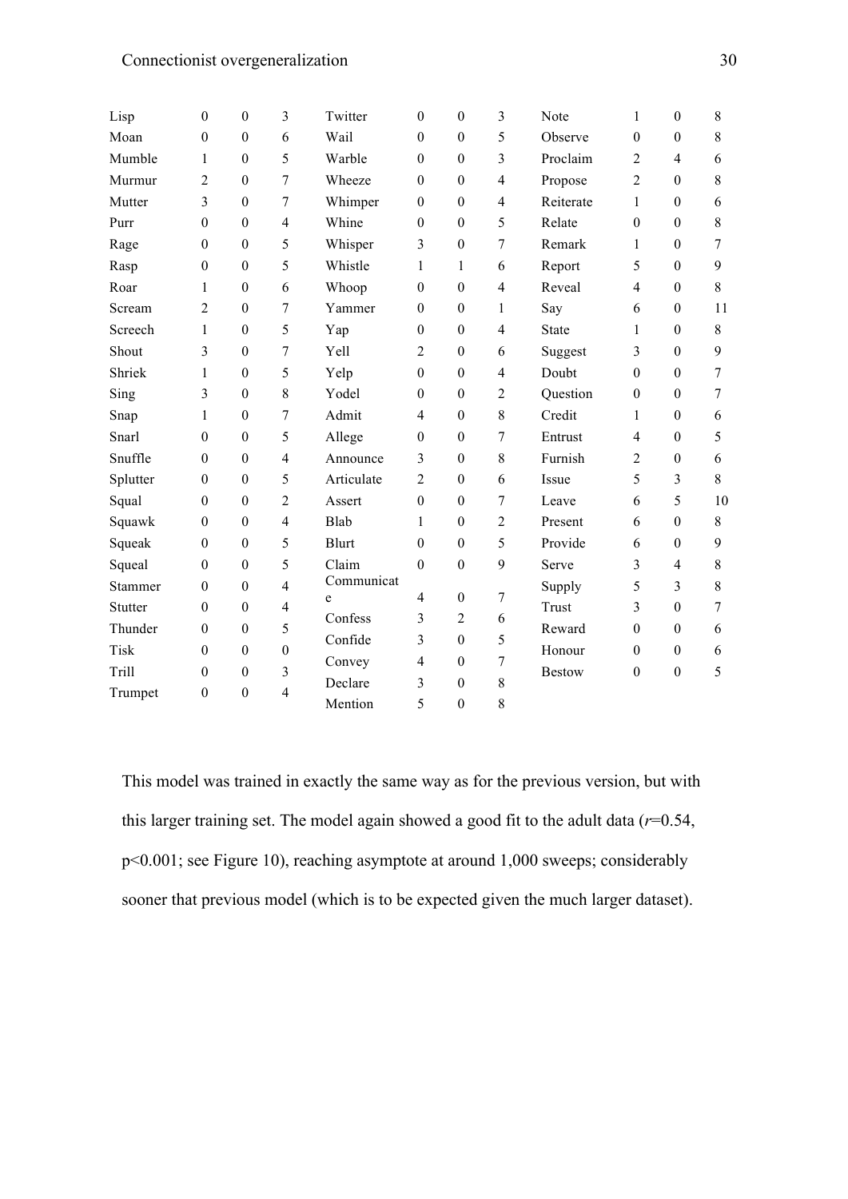| | | | | | | | | | | | |
|---|---|---|---|---|---|---|---|---|---|---|---|
| Lisp | 0 | 0 | 3 | Twitter | 0 | 0 | 3 | Note | 1 | 0 | 8 |
| Moan | 0 | 0 | 6 | Wail | 0 | 0 | 5 | Observe | 0 | 0 | 8 |
| Mumble | 1 | 0 | 5 | Warble | 0 | 0 | 3 | Proclaim | 2 | 4 | 6 |
| Murmur | 2 | 0 | 7 | Wheeze | 0 | 0 | 4 | Propose | 2 | 0 | 8 |
| Mutter | 3 | 0 | 7 | Whimper | 0 | 0 | 4 | Reiterate | 1 | 0 | 6 |
| Purr | 0 | 0 | 4 | Whine | 0 | 0 | 5 | Relate | 0 | 0 | 8 |
| Rage | 0 | 0 | 5 | Whisper | 3 | 0 | 7 | Remark | 1 | 0 | 7 |
| Rasp | 0 | 0 | 5 | Whistle | 1 | 1 | 6 | Report | 5 | 0 | 9 |
| Roar | 1 | 0 | 6 | Whoop | 0 | 0 | 4 | Reveal | 4 | 0 | 8 |
| Scream | 2 | 0 | 7 | Yammer | 0 | 0 | 1 | Say | 6 | 0 | 11 |
| Screech | 1 | 0 | 5 | Yap | 0 | 0 | 4 | State | 1 | 0 | 8 |
| Shout | 3 | 0 | 7 | Yell | 2 | 0 | 6 | Suggest | 3 | 0 | 9 |
| Shriek | 1 | 0 | 5 | Yelp | 0 | 0 | 4 | Doubt | 0 | 0 | 7 |
| Sing | 3 | 0 | 8 | Yodel | 0 | 0 | 2 | Question | 0 | 0 | 7 |
| Snap | 1 | 0 | 7 | Admit | 4 | 0 | 8 | Credit | 1 | 0 | 6 |
| Snarl | 0 | 0 | 5 | Allege | 0 | 0 | 7 | Entrust | 4 | 0 | 5 |
| Snuffle | 0 | 0 | 4 | Announce | 3 | 0 | 8 | Furnish | 2 | 0 | 6 |
| Splutter | 0 | 0 | 5 | Articulate | 2 | 0 | 6 | Issue | 5 | 3 | 8 |
| Squal | 0 | 0 | 2 | Assert | 0 | 0 | 7 | Leave | 6 | 5 | 10 |
| Squawk | 0 | 0 | 4 | Blab | 1 | 0 | 2 | Present | 6 | 0 | 8 |
| Squeak | 0 | 0 | 5 | Blurt | 0 | 0 | 5 | Provide | 6 | 0 | 9 |
| Squeal | 0 | 0 | 5 | Claim | 0 | 0 | 9 | Serve | 3 | 4 | 8 |
| Stammer | 0 | 0 | 4 | Communicate | 4 | 0 | 7 | Supply | 5 | 3 | 8 |
| Stutter | 0 | 0 | 4 | Confess | 3 | 2 | 6 | Trust | 3 | 0 | 7 |
| Thunder | 0 | 0 | 5 | Confide | 3 | 0 | 5 | Reward | 0 | 0 | 6 |
| Tisk | 0 | 0 | 0 | Convey | 4 | 0 | 7 | Honour | 0 | 0 | 6 |
| Trill | 0 | 0 | 3 | Declare | 3 | 0 | 8 | Bestow | 0 | 0 | 5 |
| Trumpet | 0 | 0 | 4 | Mention | 5 | 0 | 8 | | | | |

This model was trained in exactly the same way as for the previous version, but with this larger training set. The model again showed a good fit to the adult data ($r$=0.54, $p$<0.001; see Figure 10), reaching asymptote at around 1,000 sweeps; considerably sooner that previous model (which is to be expected given the much larger dataset).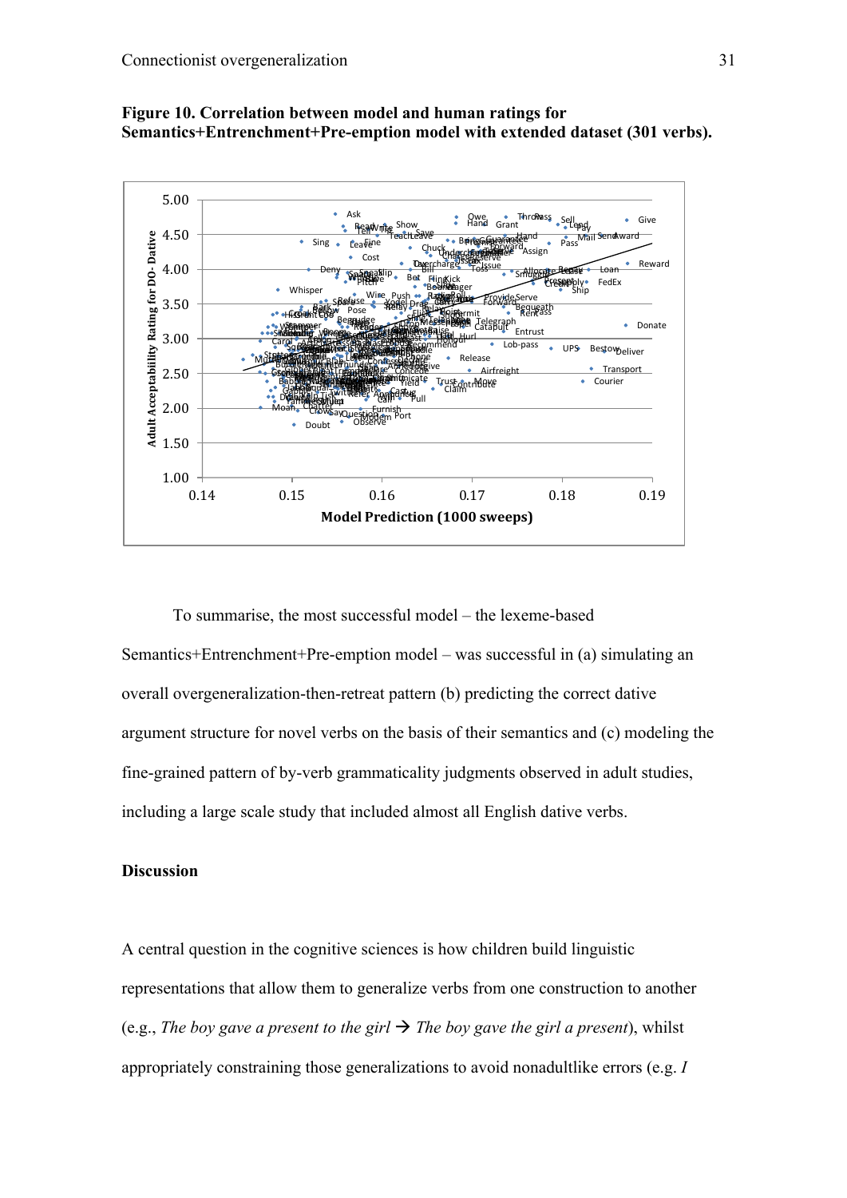**Figure 10. Correlation between model and human ratings for Semantics+Entrenchment+Pre-emption model with extended dataset (301 verbs).**

To summarise, the most successful model – the lexeme-based Semantics+Entrenchment+Pre-emption model – was successful in (a) simulating an overall overgeneralization-then-retreat pattern (b) predicting the correct dative argument structure for novel verbs on the basis of their semantics and (c) modeling the fine-grained pattern of by-verb grammaticality judgments observed in adult studies, including a large scale study that included almost all English dative verbs.

### Discussion

A central question in the cognitive sciences is how children build linguistic representations that allow them to generalize verbs from one construction to another (e.g., *The boy gave a present to the girl* → *The boy gave the girl a present*), whilst appropriately constraining those generalizations to avoid nonadultlike errors (e.g. *I*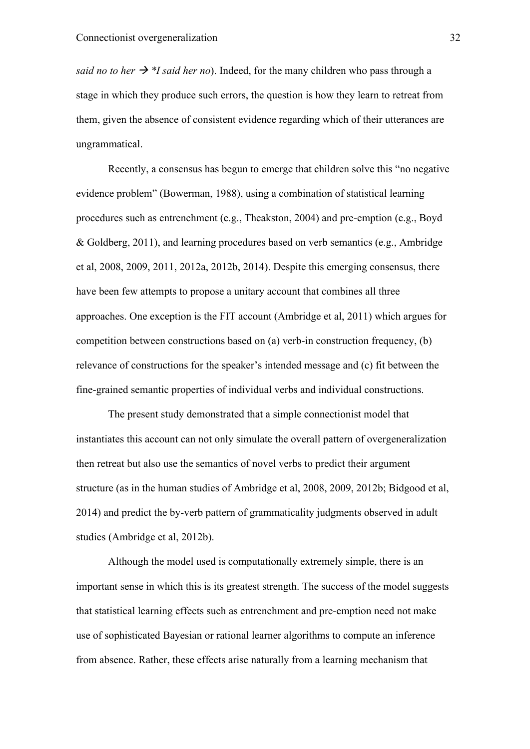*said no to her* → **I said her no*). Indeed, for the many children who pass through a stage in which they produce such errors, the question is how they learn to retreat from them, given the absence of consistent evidence regarding which of their utterances are ungrammatical.

Recently, a consensus has begun to emerge that children solve this "no negative evidence problem" (Bowerman, 1988), using a combination of statistical learning procedures such as entrenchment (e.g., Theakston, 2004) and pre-emption (e.g., Boyd & Goldberg, 2011), and learning procedures based on verb semantics (e.g., Ambridge et al, 2008, 2009, 2011, 2012a, 2012b, 2014). Despite this emerging consensus, there have been few attempts to propose a unitary account that combines all three approaches. One exception is the FIT account (Ambridge et al, 2011) which argues for competition between constructions based on (a) verb-in construction frequency, (b) relevance of constructions for the speaker's intended message and (c) fit between the fine-grained semantic properties of individual verbs and individual constructions.

The present study demonstrated that a simple connectionist model that instantiates this account can not only simulate the overall pattern of overgeneralization then retreat but also use the semantics of novel verbs to predict their argument structure (as in the human studies of Ambridge et al, 2008, 2009, 2012b; Bidgood et al, 2014) and predict the by-verb pattern of grammaticality judgments observed in adult studies (Ambridge et al, 2012b).

Although the model used is computationally extremely simple, there is an important sense in which this is its greatest strength. The success of the model suggests that statistical learning effects such as entrenchment and pre-emption need not make use of sophisticated Bayesian or rational learner algorithms to compute an inference from absence. Rather, these effects arise naturally from a learning mechanism that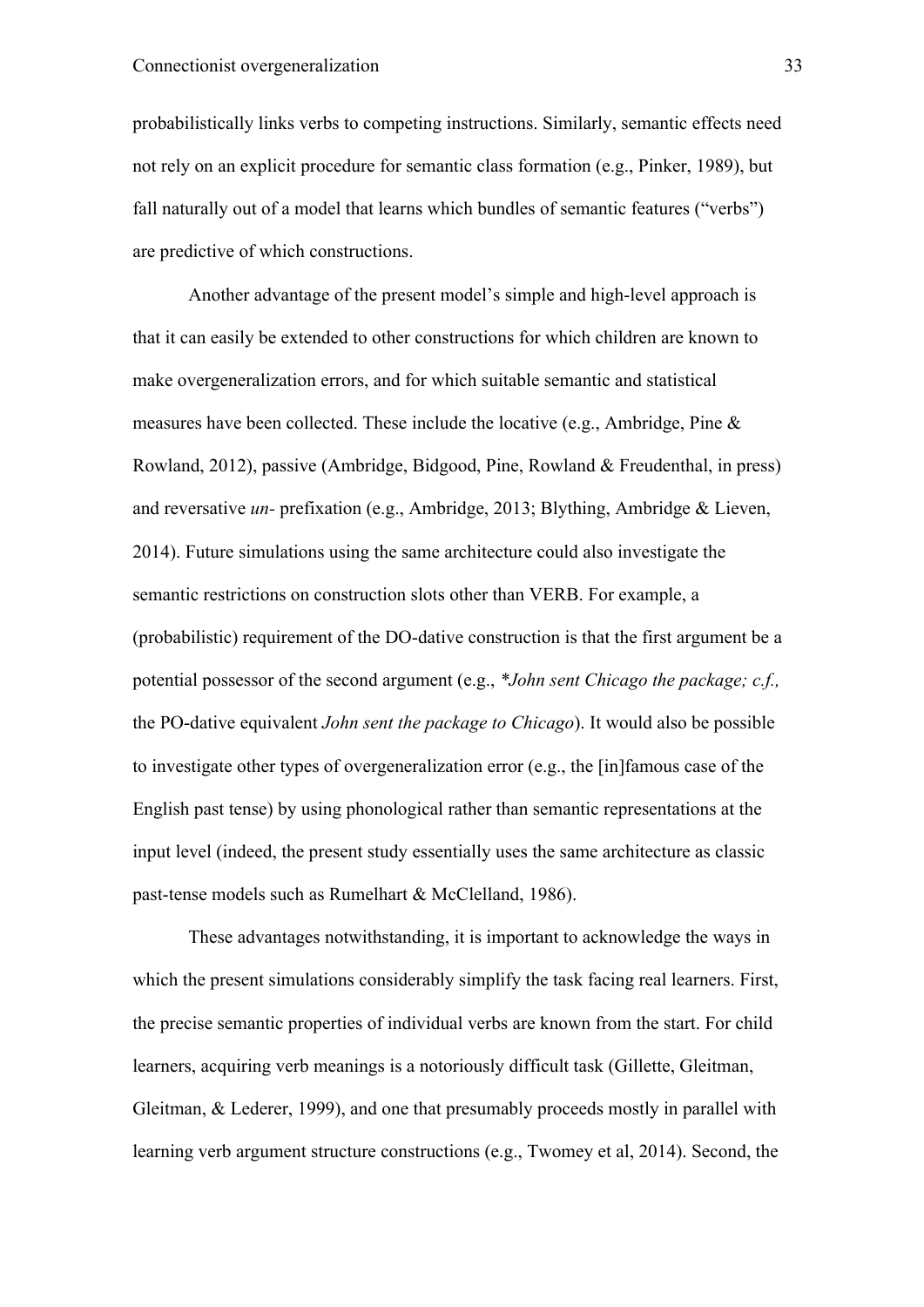probabilistically links verbs to competing instructions. Similarly, semantic effects need not rely on an explicit procedure for semantic class formation (e.g., Pinker, 1989), but fall naturally out of a model that learns which bundles of semantic features ("verbs") are predictive of which constructions.

Another advantage of the present model's simple and high-level approach is that it can easily be extended to other constructions for which children are known to make overgeneralization errors, and for which suitable semantic and statistical measures have been collected. These include the locative (e.g., Ambridge, Pine & Rowland, 2012), passive (Ambridge, Bidgood, Pine, Rowland & Freudenthal, in press) and reversative *un-* prefixation (e.g., Ambridge, 2013; Blything, Ambridge & Lieven, 2014). Future simulations using the same architecture could also investigate the semantic restrictions on construction slots other than VERB. For example, a (probabilistic) requirement of the DO-dative construction is that the first argument be a potential possessor of the second argument (e.g., *\*John sent Chicago the package; c.f.,* the PO-dative equivalent *John sent the package to Chicago*). It would also be possible to investigate other types of overgeneralization error (e.g., the [in]famous case of the English past tense) by using phonological rather than semantic representations at the input level (indeed, the present study essentially uses the same architecture as classic past-tense models such as Rumelhart & McClelland, 1986).

These advantages notwithstanding, it is important to acknowledge the ways in which the present simulations considerably simplify the task facing real learners. First, the precise semantic properties of individual verbs are known from the start. For child learners, acquiring verb meanings is a notoriously difficult task (Gillette, Gleitman, Gleitman, & Lederer, 1999), and one that presumably proceeds mostly in parallel with learning verb argument structure constructions (e.g., Twomey et al, 2014). Second, the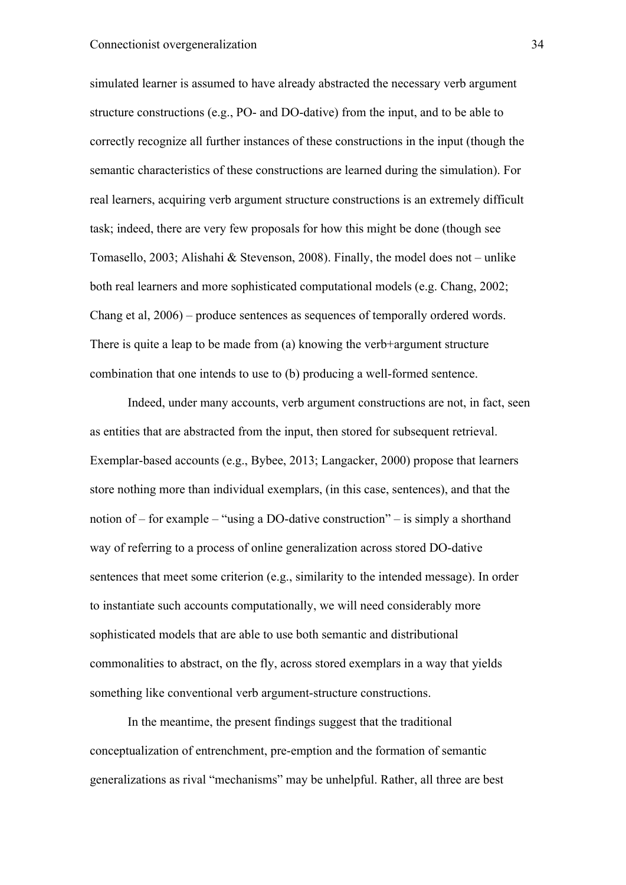simulated learner is assumed to have already abstracted the necessary verb argument structure constructions (e.g., PO- and DO-dative) from the input, and to be able to correctly recognize all further instances of these constructions in the input (though the semantic characteristics of these constructions are learned during the simulation). For real learners, acquiring verb argument structure constructions is an extremely difficult task; indeed, there are very few proposals for how this might be done (though see Tomasello, 2003; Alishahi & Stevenson, 2008). Finally, the model does not – unlike both real learners and more sophisticated computational models (e.g. Chang, 2002; Chang et al, 2006) – produce sentences as sequences of temporally ordered words. There is quite a leap to be made from (a) knowing the verb+argument structure combination that one intends to use to (b) producing a well-formed sentence.

Indeed, under many accounts, verb argument constructions are not, in fact, seen as entities that are abstracted from the input, then stored for subsequent retrieval. Exemplar-based accounts (e.g., Bybee, 2013; Langacker, 2000) propose that learners store nothing more than individual exemplars, (in this case, sentences), and that the notion of – for example – "using a DO-dative construction" – is simply a shorthand way of referring to a process of online generalization across stored DO-dative sentences that meet some criterion (e.g., similarity to the intended message). In order to instantiate such accounts computationally, we will need considerably more sophisticated models that are able to use both semantic and distributional commonalities to abstract, on the fly, across stored exemplars in a way that yields something like conventional verb argument-structure constructions.

In the meantime, the present findings suggest that the traditional conceptualization of entrenchment, pre-emption and the formation of semantic generalizations as rival "mechanisms" may be unhelpful. Rather, all three are best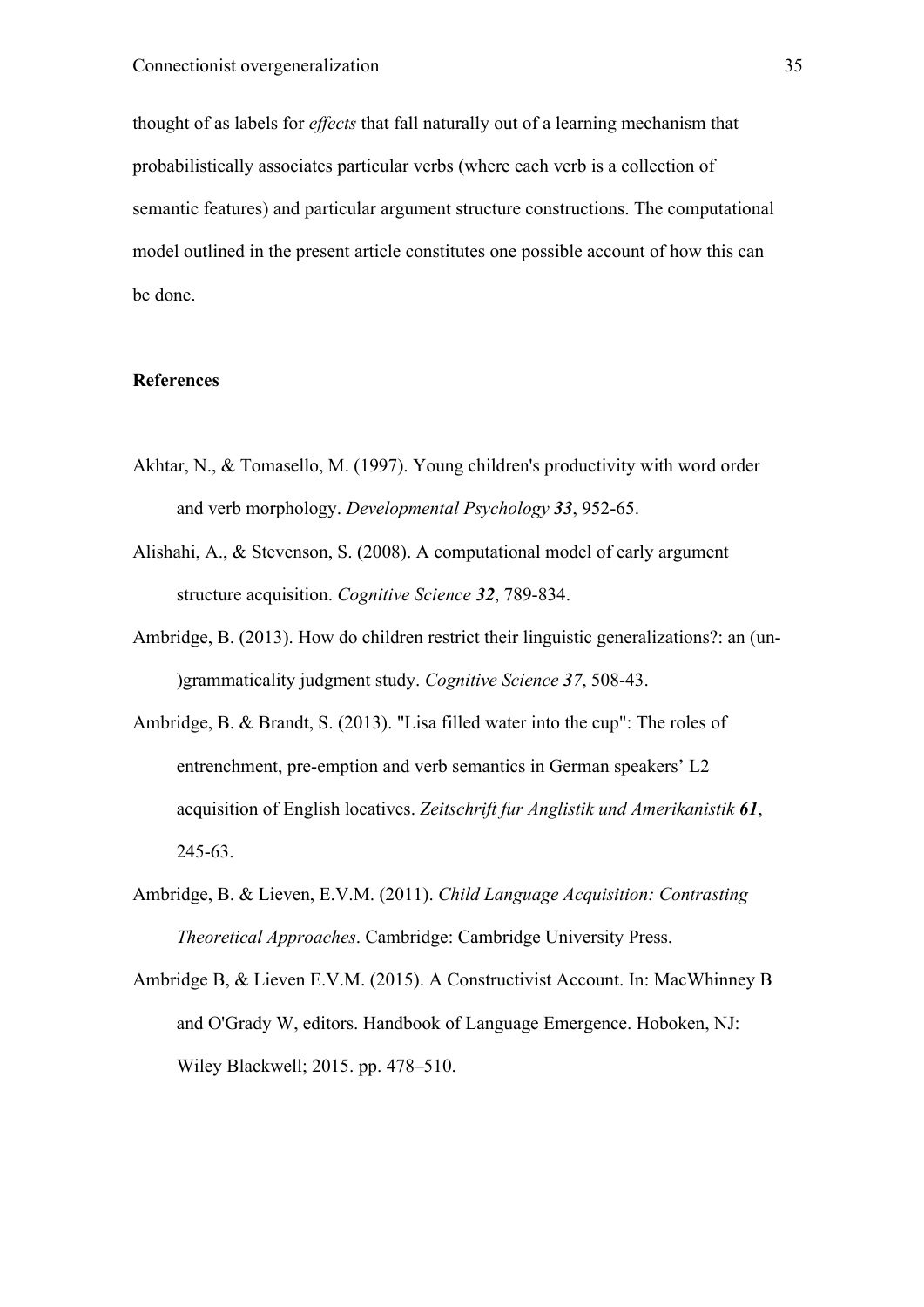thought of as labels for *effects* that fall naturally out of a learning mechanism that probabilistically associates particular verbs (where each verb is a collection of semantic features) and particular argument structure constructions. The computational model outlined in the present article constitutes one possible account of how this can be done.

**References**

Akhtar, N., & Tomasello, M. (1997). Young children's productivity with word order and verb morphology. *Developmental Psychology* ***33***, 952-65.

Alishahi, A., & Stevenson, S. (2008). A computational model of early argument structure acquisition. *Cognitive Science* ***32***, 789-834.

Ambridge, B. (2013). How do children restrict their linguistic generalizations?: an (un-)grammaticality judgment study. *Cognitive Science* ***37***, 508-43.

Ambridge, B. & Brandt, S. (2013). "Lisa filled water into the cup": The roles of entrenchment, pre-emption and verb semantics in German speakers' L2 acquisition of English locatives. *Zeitschrift fur Anglistik und Amerikanistik* ***61***, 245-63.

Ambridge, B. & Lieven, E.V.M. (2011). *Child Language Acquisition: Contrasting Theoretical Approaches*. Cambridge: Cambridge University Press.

Ambridge B, & Lieven E.V.M. (2015). A Constructivist Account. In: MacWhinney B and O'Grady W, editors. Handbook of Language Emergence. Hoboken, NJ: Wiley Blackwell; 2015. pp. 478–510.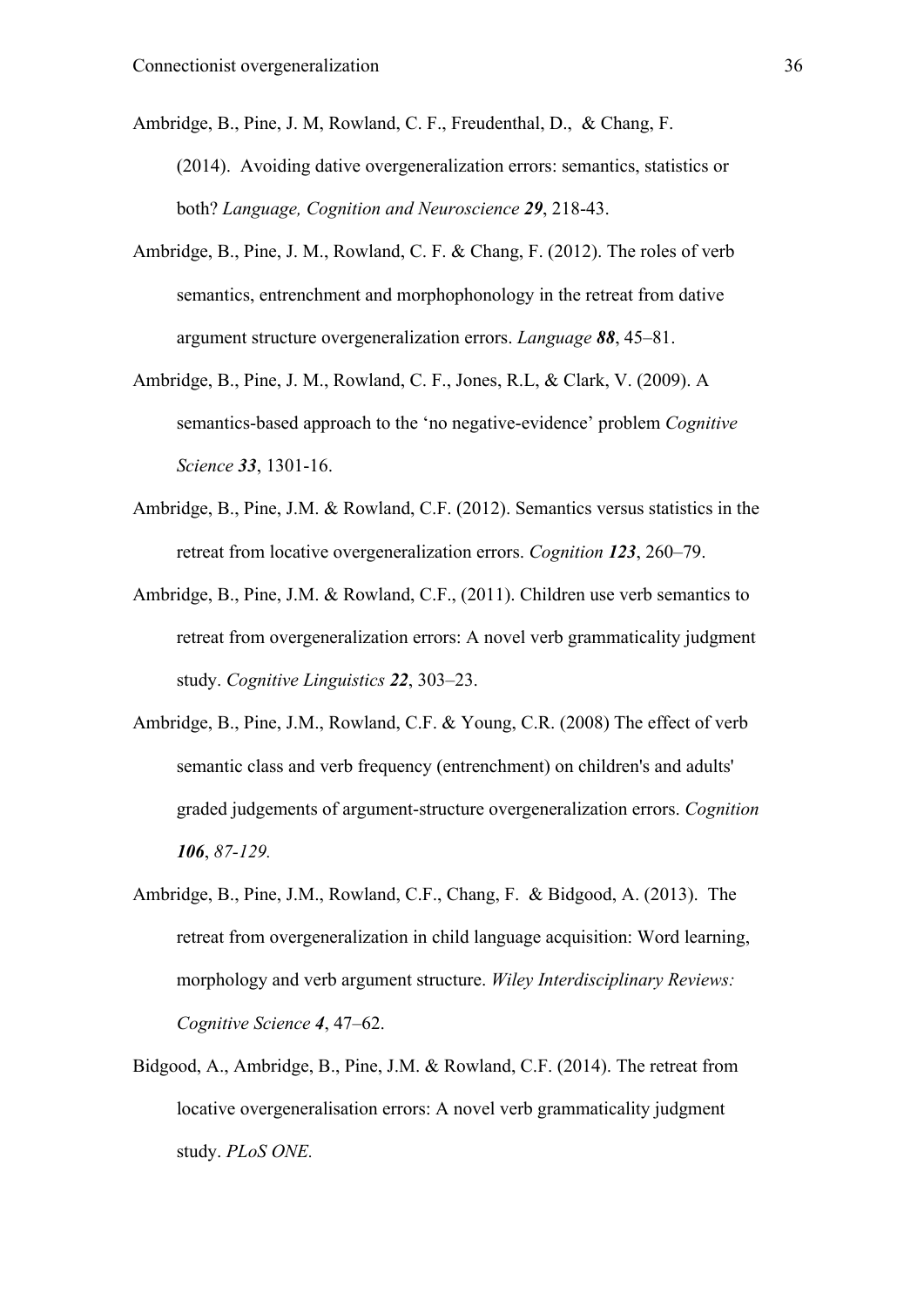Ambridge, B., Pine, J. M, Rowland, C. F., Freudenthal, D., & Chang, F. (2014). Avoiding dative overgeneralization errors: semantics, statistics or both? *Language, Cognition and Neuroscience* ***29***, 218-43.

Ambridge, B., Pine, J. M., Rowland, C. F. & Chang, F. (2012). The roles of verb semantics, entrenchment and morphophonology in the retreat from dative argument structure overgeneralization errors. *Language* ***88***, 45–81.

Ambridge, B., Pine, J. M., Rowland, C. F., Jones, R.L, & Clark, V. (2009). A semantics-based approach to the 'no negative-evidence' problem *Cognitive Science* ***33***, 1301-16.

Ambridge, B., Pine, J.M. & Rowland, C.F. (2012). Semantics versus statistics in the retreat from locative overgeneralization errors. *Cognition* ***123***, 260–79.

Ambridge, B., Pine, J.M. & Rowland, C.F., (2011). Children use verb semantics to retreat from overgeneralization errors: A novel verb grammaticality judgment study. *Cognitive Linguistics* ***22***, 303–23.

Ambridge, B., Pine, J.M., Rowland, C.F. & Young, C.R. (2008) The effect of verb semantic class and verb frequency (entrenchment) on children's and adults' graded judgements of argument-structure overgeneralization errors. *Cognition* ***106***, *87-129.*

Ambridge, B., Pine, J.M., Rowland, C.F., Chang, F. & Bidgood, A. (2013). The retreat from overgeneralization in child language acquisition: Word learning, morphology and verb argument structure. *Wiley Interdisciplinary Reviews: Cognitive Science* ***4***, 47–62.

Bidgood, A., Ambridge, B., Pine, J.M. & Rowland, C.F. (2014). The retreat from locative overgeneralisation errors: A novel verb grammaticality judgment study. *PLoS ONE.*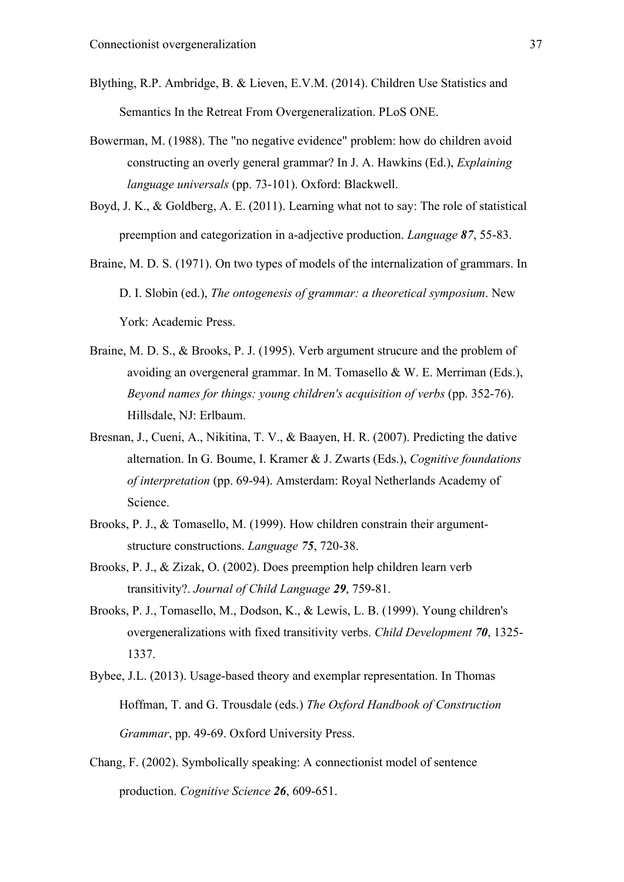Blything, R.P. Ambridge, B. & Lieven, E.V.M. (2014). Children Use Statistics and Semantics In the Retreat From Overgeneralization. PLoS ONE.

Bowerman, M. (1988). The "no negative evidence" problem: how do children avoid constructing an overly general grammar? In J. A. Hawkins (Ed.), *Explaining language universals* (pp. 73-101). Oxford: Blackwell.

Boyd, J. K., & Goldberg, A. E. (2011). Learning what not to say: The role of statistical preemption and categorization in a-adjective production. *Language **87***, 55-83.

Braine, M. D. S. (1971). On two types of models of the internalization of grammars. In D. I. Slobin (ed.), *The ontogenesis of grammar: a theoretical symposium*. New York: Academic Press.

Braine, M. D. S., & Brooks, P. J. (1995). Verb argument strucure and the problem of avoiding an overgeneral grammar. In M. Tomasello & W. E. Merriman (Eds.), *Beyond names for things: young children's acquisition of verbs* (pp. 352-76). Hillsdale, NJ: Erlbaum.

Bresnan, J., Cueni, A., Nikitina, T. V., & Baayen, H. R. (2007). Predicting the dative alternation. In G. Boume, I. Kramer & J. Zwarts (Eds.), *Cognitive foundations of interpretation* (pp. 69-94). Amsterdam: Royal Netherlands Academy of Science.

Brooks, P. J., & Tomasello, M. (1999). How children constrain their argument-structure constructions. *Language **75***, 720-38.

Brooks, P. J., & Zizak, O. (2002). Does preemption help children learn verb transitivity?. *Journal of Child Language **29***, 759-81.

Brooks, P. J., Tomasello, M., Dodson, K., & Lewis, L. B. (1999). Young children's overgeneralizations with fixed transitivity verbs. *Child Development **70***, 1325-1337.

Bybee, J.L. (2013). Usage-based theory and exemplar representation. In Thomas Hoffman, T. and G. Trousdale (eds.) *The Oxford Handbook of Construction Grammar*, pp. 49-69. Oxford University Press.

Chang, F. (2002). Symbolically speaking: A connectionist model of sentence production. *Cognitive Science **26***, 609-651.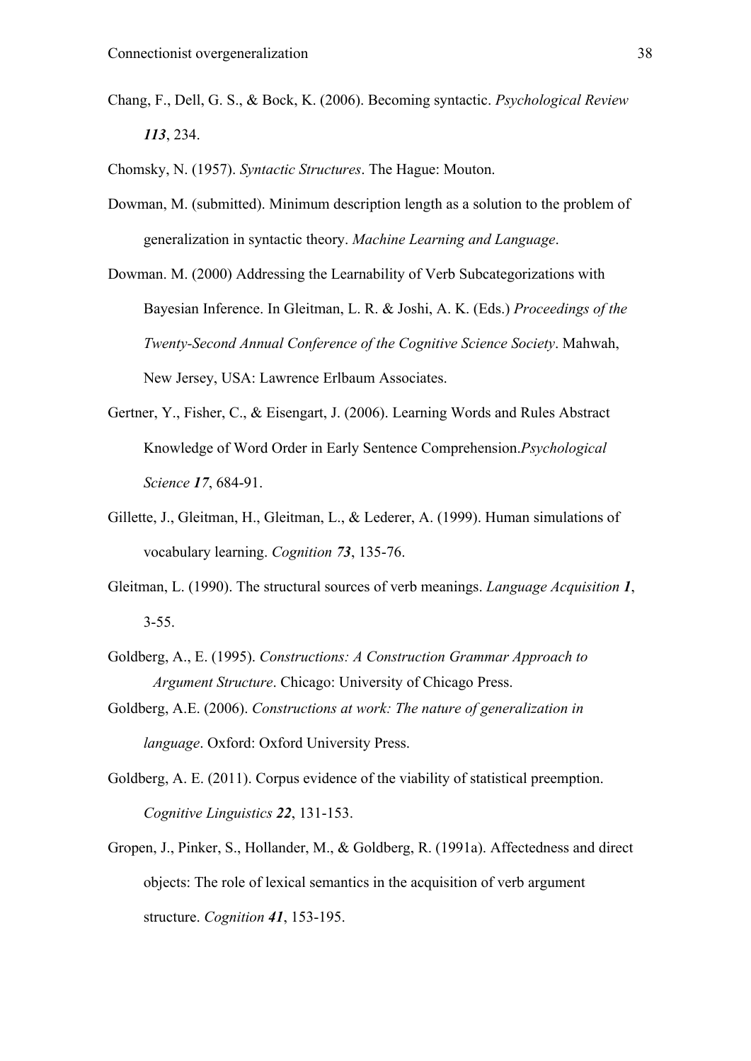Chang, F., Dell, G. S., & Bock, K. (2006). Becoming syntactic. *Psychological Review* ***113***, 234.

Chomsky, N. (1957). *Syntactic Structures*. The Hague: Mouton.

Dowman, M. (submitted). Minimum description length as a solution to the problem of generalization in syntactic theory. *Machine Learning and Language*.

Dowman. M. (2000) Addressing the Learnability of Verb Subcategorizations with Bayesian Inference. In Gleitman, L. R. & Joshi, A. K. (Eds.) *Proceedings of the Twenty-Second Annual Conference of the Cognitive Science Society*. Mahwah, New Jersey, USA: Lawrence Erlbaum Associates.

Gertner, Y., Fisher, C., & Eisengart, J. (2006). Learning Words and Rules Abstract Knowledge of Word Order in Early Sentence Comprehension.*Psychological Science* ***17***, 684-91.

Gillette, J., Gleitman, H., Gleitman, L., & Lederer, A. (1999). Human simulations of vocabulary learning. *Cognition* ***73***, 135-76.

Gleitman, L. (1990). The structural sources of verb meanings. *Language Acquisition* ***1***, 3-55.

Goldberg, A., E. (1995). *Constructions: A Construction Grammar Approach to Argument Structure*. Chicago: University of Chicago Press.

Goldberg, A.E. (2006). *Constructions at work: The nature of generalization in language*. Oxford: Oxford University Press.

Goldberg, A. E. (2011). Corpus evidence of the viability of statistical preemption. *Cognitive Linguistics* ***22***, 131-153.

Gropen, J., Pinker, S., Hollander, M., & Goldberg, R. (1991a). Affectedness and direct objects: The role of lexical semantics in the acquisition of verb argument structure. *Cognition* ***41***, 153-195.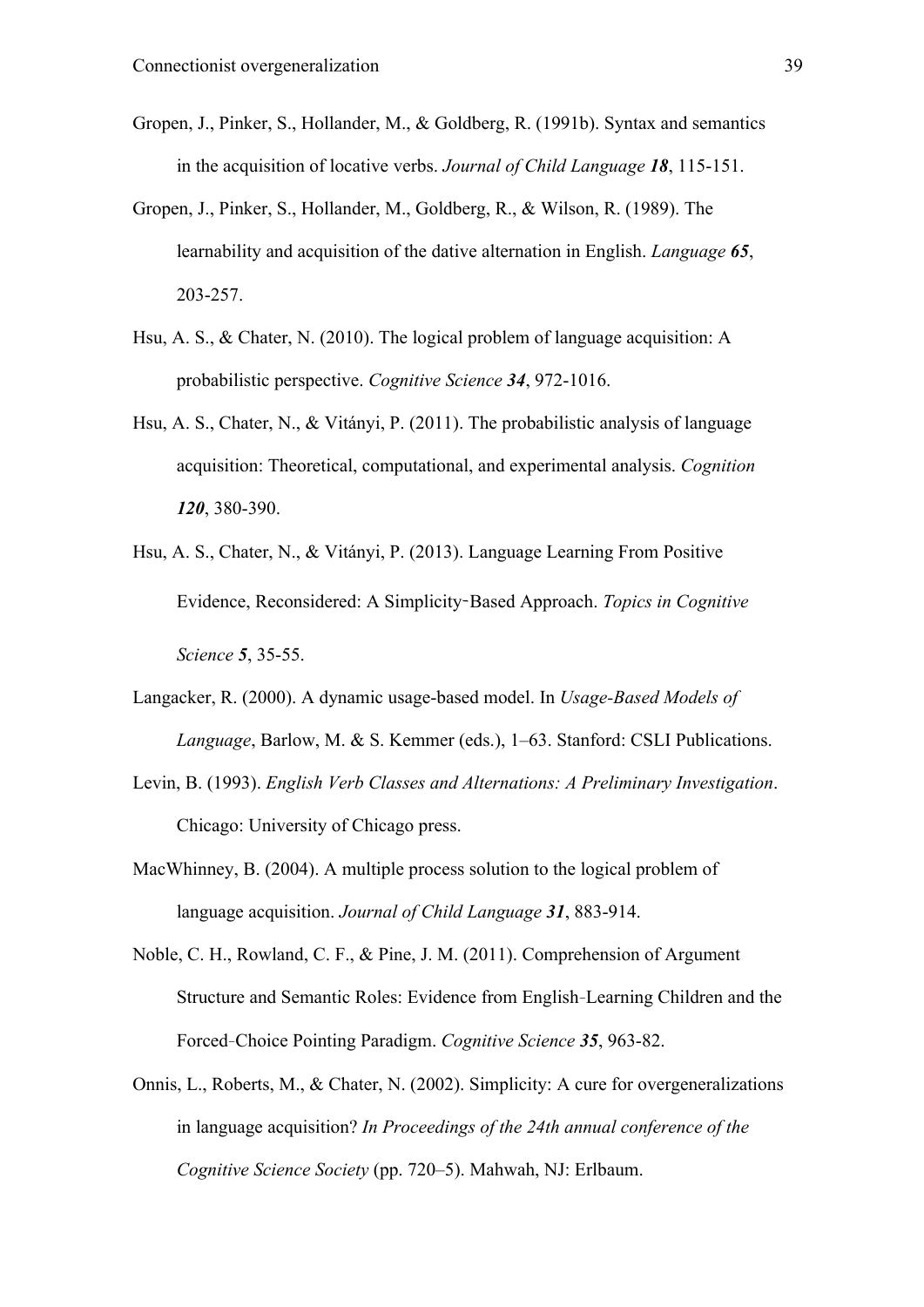Gropen, J., Pinker, S., Hollander, M., & Goldberg, R. (1991b). Syntax and semantics in the acquisition of locative verbs. *Journal of Child Language* ***18***, 115-151.

Gropen, J., Pinker, S., Hollander, M., Goldberg, R., & Wilson, R. (1989). The learnability and acquisition of the dative alternation in English. *Language* ***65***, 203-257.

Hsu, A. S., & Chater, N. (2010). The logical problem of language acquisition: A probabilistic perspective. *Cognitive Science* ***34***, 972-1016.

Hsu, A. S., Chater, N., & Vitányi, P. (2011). The probabilistic analysis of language acquisition: Theoretical, computational, and experimental analysis. *Cognition* ***120***, 380-390.

Hsu, A. S., Chater, N., & Vitányi, P. (2013). Language Learning From Positive Evidence, Reconsidered: A Simplicity‐Based Approach. *Topics in Cognitive Science* ***5***, 35-55.

Langacker, R. (2000). A dynamic usage-based model. In *Usage-Based Models of Language*, Barlow, M. & S. Kemmer (eds.), 1–63. Stanford: CSLI Publications.

Levin, B. (1993). *English Verb Classes and Alternations: A Preliminary Investigation*. Chicago: University of Chicago press.

MacWhinney, B. (2004). A multiple process solution to the logical problem of language acquisition. *Journal of Child Language* ***31***, 883-914.

Noble, C. H., Rowland, C. F., & Pine, J. M. (2011). Comprehension of Argument Structure and Semantic Roles: Evidence from English‐Learning Children and the Forced‐Choice Pointing Paradigm. *Cognitive Science* ***35***, 963-82.

Onnis, L., Roberts, M., & Chater, N. (2002). Simplicity: A cure for overgeneralizations in language acquisition? *In Proceedings of the 24th annual conference of the Cognitive Science Society* (pp. 720–5). Mahwah, NJ: Erlbaum.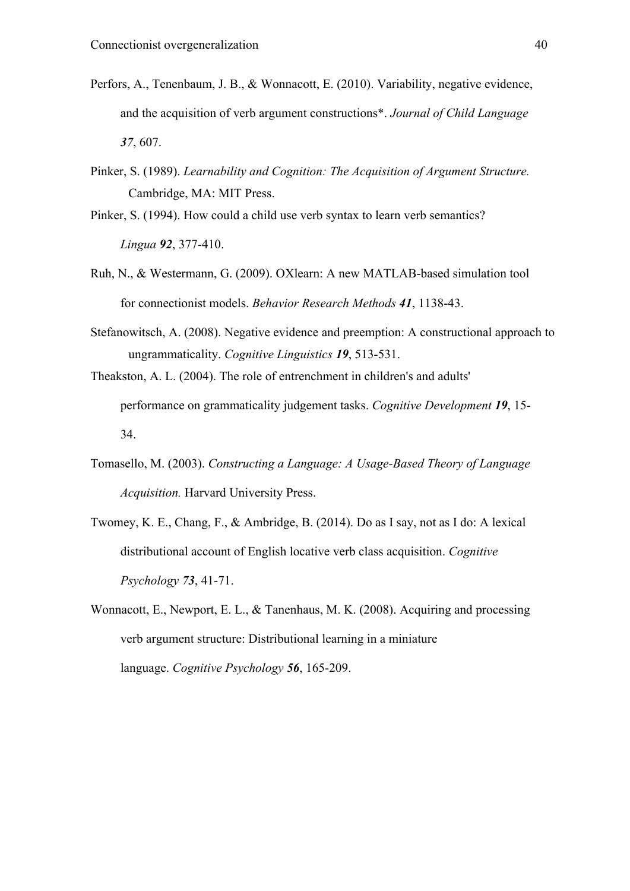Perfors, A., Tenenbaum, J. B., & Wonnacott, E. (2010). Variability, negative evidence, and the acquisition of verb argument constructions*. *Journal of Child Language* ***37***, 607.

Pinker, S. (1989). *Learnability and Cognition: The Acquisition of Argument Structure.* Cambridge, MA: MIT Press.

Pinker, S. (1994). How could a child use verb syntax to learn verb semantics? *Lingua* ***92***, 377-410.

Ruh, N., & Westermann, G. (2009). OXlearn: A new MATLAB-based simulation tool for connectionist models. *Behavior Research Methods* ***41***, 1138-43.

Stefanowitsch, A. (2008). Negative evidence and preemption: A constructional approach to ungrammaticality. *Cognitive Linguistics* ***19***, 513-531.

Theakston, A. L. (2004). The role of entrenchment in children's and adults' performance on grammaticality judgement tasks. *Cognitive Development* ***19***, 15-34.

Tomasello, M. (2003). *Constructing a Language: A Usage-Based Theory of Language Acquisition.* Harvard University Press.

Twomey, K. E., Chang, F., & Ambridge, B. (2014). Do as I say, not as I do: A lexical distributional account of English locative verb class acquisition. *Cognitive Psychology* ***73***, 41-71.

Wonnacott, E., Newport, E. L., & Tanenhaus, M. K. (2008). Acquiring and processing verb argument structure: Distributional learning in a miniature language. *Cognitive Psychology* ***56***, 165-209.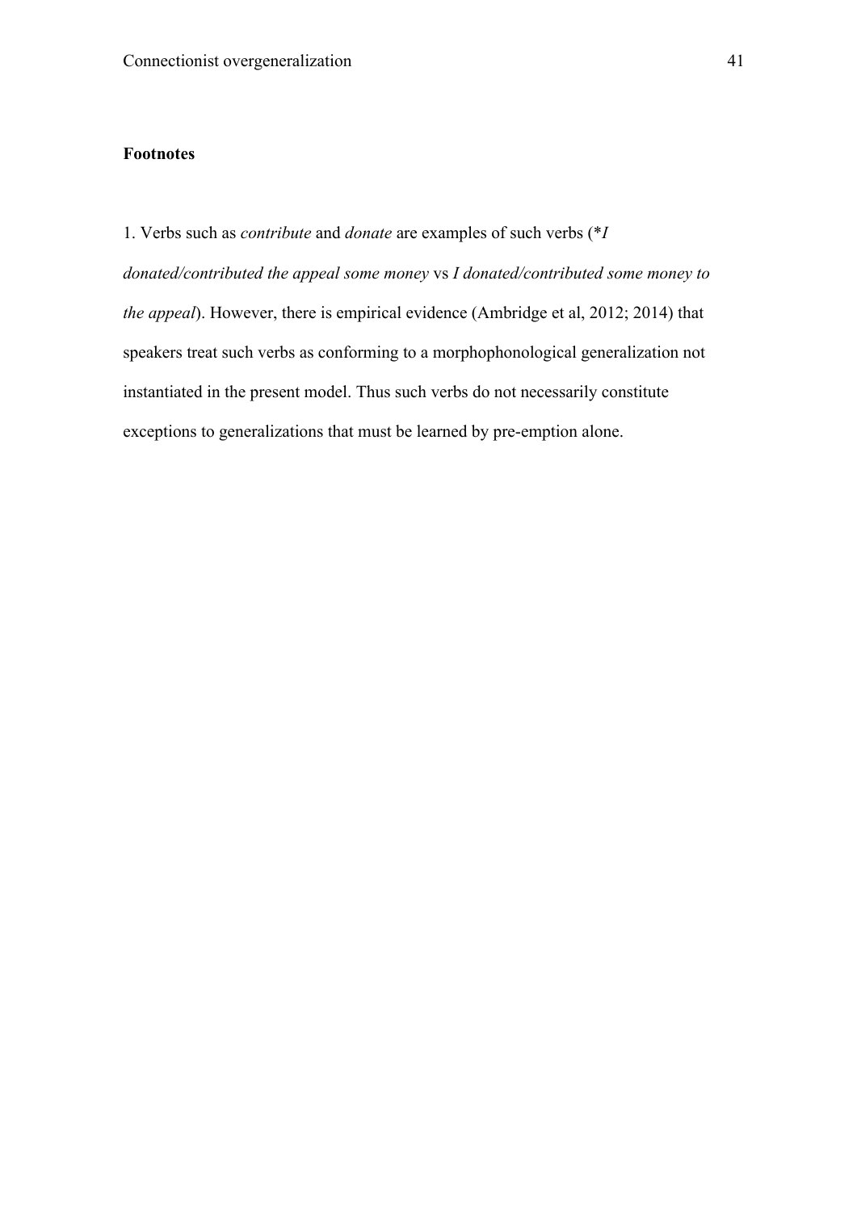**Footnotes**

1. Verbs such as *contribute* and *donate* are examples of such verbs (**I donated/contributed the appeal some money* vs *I donated/contributed some money to the appeal*). However, there is empirical evidence (Ambridge et al, 2012; 2014) that speakers treat such verbs as conforming to a morphophonological generalization not instantiated in the present model. Thus such verbs do not necessarily constitute exceptions to generalizations that must be learned by pre-emption alone.